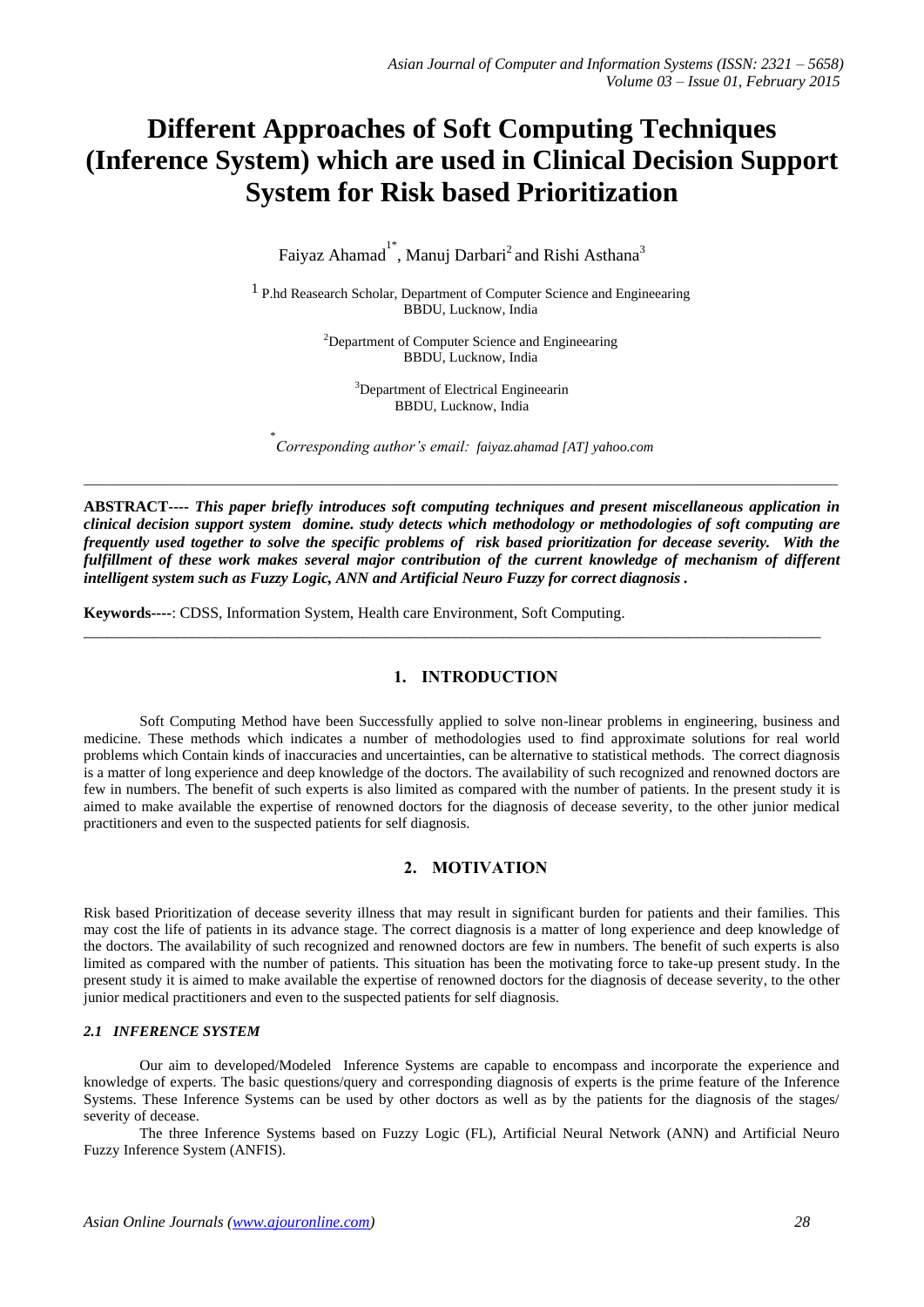# Different Approaches of Soft Computing Techniques (Inference System) which are used in Clinical Decision Support System for Risk based Prioritization

Faiyaz Ahamad[1*], Manuj Darbari[2] and Rishi Asthana[3]

[1] P.hd Reasearch Scholar, Department of Computer Science and Engineearing
BBDU, Lucknow, India

[2]Department of Computer Science and Engineearing
BBDU, Lucknow, India

[3]Department of Electrical Engineearin
BBDU, Lucknow, India

[*]*Corresponding author's email: faiyaz.ahamad [AT] yahoo.com*

---

**ABSTRACT----** ***This paper briefly introduces soft computing techniques and present miscellaneous application in clinical decision support system domine. study detects which methodology or methodologies of soft computing are frequently used together to solve the specific problems of risk based prioritization for decease severity. With the fulfillment of these work makes several major contribution of the current knowledge of mechanism of different intelligent system such as Fuzzy Logic, ANN and Artificial Neuro Fuzzy for correct diagnosis .***

**Keywords----**: CDSS, Information System, Health care Environment, Soft Computing.

---

## 1. INTRODUCTION

Soft Computing Method have been Successfully applied to solve non-linear problems in engineering, business and medicine. These methods which indicates a number of methodologies used to find approximate solutions for real world problems which Contain kinds of inaccuracies and uncertainties, can be alternative to statistical methods. The correct diagnosis is a matter of long experience and deep knowledge of the doctors. The availability of such recognized and renowned doctors are few in numbers. The benefit of such experts is also limited as compared with the number of patients. In the present study it is aimed to make available the expertise of renowned doctors for the diagnosis of decease severity, to the other junior medical practitioners and even to the suspected patients for self diagnosis.

## 2. MOTIVATION

Risk based Prioritization of decease severity illness that may result in significant burden for patients and their families. This may cost the life of patients in its advance stage. The correct diagnosis is a matter of long experience and deep knowledge of the doctors. The availability of such recognized and renowned doctors are few in numbers. The benefit of such experts is also limited as compared with the number of patients. This situation has been the motivating force to take-up present study. In the present study it is aimed to make available the expertise of renowned doctors for the diagnosis of decease severity, to the other junior medical practitioners and even to the suspected patients for self diagnosis.

### *2.1 INFERENCE SYSTEM*

Our aim to developed/Modeled Inference Systems are capable to encompass and incorporate the experience and knowledge of experts. The basic questions/query and corresponding diagnosis of experts is the prime feature of the Inference Systems. These Inference Systems can be used by other doctors as well as by the patients for the diagnosis of the stages/ severity of decease.

The three Inference Systems based on Fuzzy Logic (FL), Artificial Neural Network (ANN) and Artificial Neuro Fuzzy Inference System (ANFIS).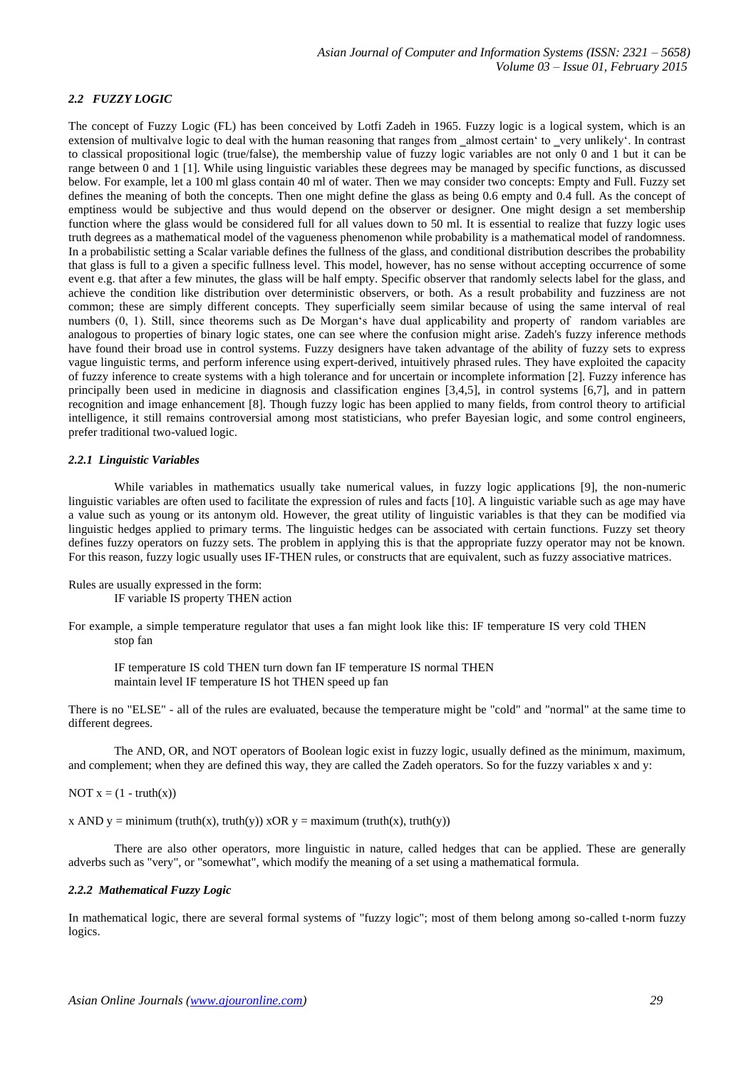### *2.2 FUZZY LOGIC*

The concept of Fuzzy Logic (FL) has been conceived by Lotfi Zadeh in 1965. Fuzzy logic is a logical system, which is an extension of multivalve logic to deal with the human reasoning that ranges from ‗almost certain' to ‗very unlikely'. In contrast to classical propositional logic (true/false), the membership value of fuzzy logic variables are not only 0 and 1 but it can be range between 0 and 1 [1]. While using linguistic variables these degrees may be managed by specific functions, as discussed below. For example, let a 100 ml glass contain 40 ml of water. Then we may consider two concepts: Empty and Full. Fuzzy set defines the meaning of both the concepts. Then one might define the glass as being 0.6 empty and 0.4 full. As the concept of emptiness would be subjective and thus would depend on the observer or designer. One might design a set membership function where the glass would be considered full for all values down to 50 ml. It is essential to realize that fuzzy logic uses truth degrees as a mathematical model of the vagueness phenomenon while probability is a mathematical model of randomness. In a probabilistic setting a Scalar variable defines the fullness of the glass, and conditional distribution describes the probability that glass is full to a given a specific fullness level. This model, however, has no sense without accepting occurrence of some event e.g. that after a few minutes, the glass will be half empty. Specific observer that randomly selects label for the glass, and achieve the condition like distribution over deterministic observers, or both. As a result probability and fuzziness are not common; these are simply different concepts. They superficially seem similar because of using the same interval of real numbers (0, 1). Still, since theorems such as De Morgan's have dual applicability and property of random variables are analogous to properties of binary logic states, one can see where the confusion might arise. Zadeh's fuzzy inference methods have found their broad use in control systems. Fuzzy designers have taken advantage of the ability of fuzzy sets to express vague linguistic terms, and perform inference using expert-derived, intuitively phrased rules. They have exploited the capacity of fuzzy inference to create systems with a high tolerance and for uncertain or incomplete information [2]. Fuzzy inference has principally been used in medicine in diagnosis and classification engines [3,4,5], in control systems [6,7], and in pattern recognition and image enhancement [8]. Though fuzzy logic has been applied to many fields, from control theory to artificial intelligence, it still remains controversial among most statisticians, who prefer Bayesian logic, and some control engineers, prefer traditional two-valued logic.

#### *2.2.1 Linguistic Variables*

While variables in mathematics usually take numerical values, in fuzzy logic applications [9], the non-numeric linguistic variables are often used to facilitate the expression of rules and facts [10]. A linguistic variable such as age may have a value such as young or its antonym old. However, the great utility of linguistic variables is that they can be modified via linguistic hedges applied to primary terms. The linguistic hedges can be associated with certain functions. Fuzzy set theory defines fuzzy operators on fuzzy sets. The problem in applying this is that the appropriate fuzzy operator may not be known. For this reason, fuzzy logic usually uses IF-THEN rules, or constructs that are equivalent, such as fuzzy associative matrices.

Rules are usually expressed in the form:

IF variable IS property THEN action

For example, a simple temperature regulator that uses a fan might look like this: IF temperature IS very cold THEN stop fan

IF temperature IS cold THEN turn down fan IF temperature IS normal THEN maintain level IF temperature IS hot THEN speed up fan

There is no "ELSE" - all of the rules are evaluated, because the temperature might be "cold" and "normal" at the same time to different degrees.

The AND, OR, and NOT operators of Boolean logic exist in fuzzy logic, usually defined as the minimum, maximum, and complement; when they are defined this way, they are called the Zadeh operators. So for the fuzzy variables x and y:

NOT x = (1 - truth(x))

x AND y = minimum (truth(x), truth(y)) xOR y = maximum (truth(x), truth(y))

There are also other operators, more linguistic in nature, called hedges that can be applied. These are generally adverbs such as "very", or "somewhat", which modify the meaning of a set using a mathematical formula.

#### *2.2.2 Mathematical Fuzzy Logic*

In mathematical logic, there are several formal systems of "fuzzy logic"; most of them belong among so-called t-norm fuzzy logics.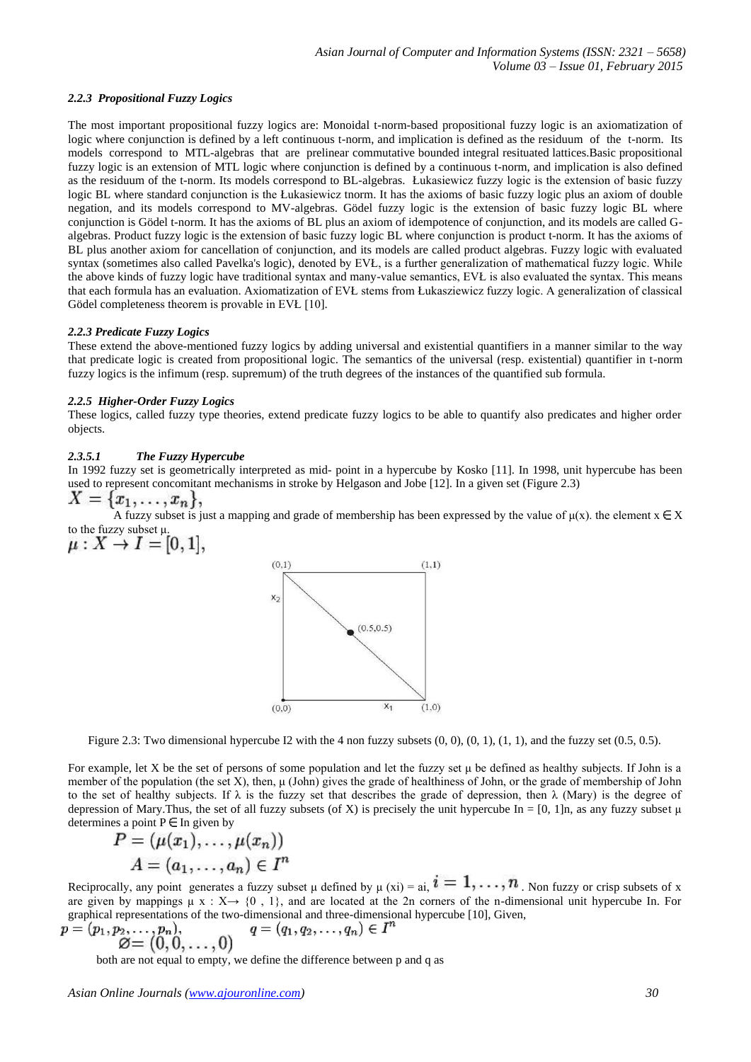#### *2.2.3 Propositional Fuzzy Logics*

The most important propositional fuzzy logics are: Monoidal t-norm-based propositional fuzzy logic is an axiomatization of logic where conjunction is defined by a left continuous t-norm, and implication is defined as the residuum of the t-norm. Its models correspond to MTL-algebras that are prelinear commutative bounded integral resituated lattices.Basic propositional fuzzy logic is an extension of MTL logic where conjunction is defined by a continuous t-norm, and implication is also defined as the residuum of the t-norm. Its models correspond to BL-algebras. Łukasiewicz fuzzy logic is the extension of basic fuzzy logic BL where standard conjunction is the Łukasiewicz tnorm. It has the axioms of basic fuzzy logic plus an axiom of double negation, and its models correspond to MV-algebras. Gödel fuzzy logic is the extension of basic fuzzy logic BL where conjunction is Gödel t-norm. It has the axioms of BL plus an axiom of idempotence of conjunction, and its models are called G-algebras. Product fuzzy logic is the extension of basic fuzzy logic BL where conjunction is product t-norm. It has the axioms of BL plus another axiom for cancellation of conjunction, and its models are called product algebras. Fuzzy logic with evaluated syntax (sometimes also called Pavelka's logic), denoted by EVŁ, is a further generalization of mathematical fuzzy logic. While the above kinds of fuzzy logic have traditional syntax and many-value semantics, EVŁ is also evaluated the syntax. This means that each formula has an evaluation. Axiomatization of EVŁ stems from Łukasziewicz fuzzy logic. A generalization of classical Gödel completeness theorem is provable in EVŁ [10].

#### *2.2.3 Predicate Fuzzy Logics*

These extend the above-mentioned fuzzy logics by adding universal and existential quantifiers in a manner similar to the way that predicate logic is created from propositional logic. The semantics of the universal (resp. existential) quantifier in t-norm fuzzy logics is the infimum (resp. supremum) of the truth degrees of the instances of the quantified sub formula.

#### *2.2.5 Higher-Order Fuzzy Logics*

These logics, called fuzzy type theories, extend predicate fuzzy logics to be able to quantify also predicates and higher order objects.

#### *2.3.5.1 The Fuzzy Hypercube*

In 1992 fuzzy set is geometrically interpreted as mid- point in a hypercube by Kosko [11]. In 1998, unit hypercube has been used to represent concomitant mechanisms in stroke by Helgason and Jobe [12]. In a given set (Figure 2.3)

$$X = \{x_1, \ldots, x_n\},$$

A fuzzy subset is just a mapping and grade of membership has been expressed by the value of μ(x). the element $x \in X$ to the fuzzy subset μ.

$$\mu : X \to I = [0, 1],$$

Figure 2.3: Two dimensional hypercube I2 with the 4 non fuzzy subsets (0, 0), (0, 1), (1, 1), and the fuzzy set (0.5, 0.5).

For example, let X be the set of persons of some population and let the fuzzy set μ be defined as healthy subjects. If John is a member of the population (the set X), then, μ (John) gives the grade of healthiness of John, or the grade of membership of John to the set of healthy subjects. If λ is the fuzzy set that describes the grade of depression, then λ (Mary) is the degree of depression of Mary.Thus, the set of all fuzzy subsets (of X) is precisely the unit hypercube $I^n = [0, 1]^n$, as any fuzzy subset μ determines a point $P \in I^n$ given by

$$P = (\mu(x_1), \ldots, \mu(x_n))$$

$$A = (a_1, \ldots, a_n) \in I^n$$

Reciprocally, any point generates a fuzzy subset μ defined by $\mu(x_i) = a_i$, $i = 1, \ldots, n$. Non fuzzy or crisp subsets of x are given by mappings $\mu\ x : X \to \{0, 1\}$, and are located at the 2n corners of the n-dimensional unit hypercube In. For graphical representations of the two-dimensional and three-dimensional hypercube [10], Given,

$$p = (p_1, p_2, \ldots, p_n), \qquad q = (q_1, q_2, \ldots, q_n) \in I^n$$

$$\varnothing = (0, 0, \ldots, 0)$$

both are not equal to empty, we define the difference between p and q as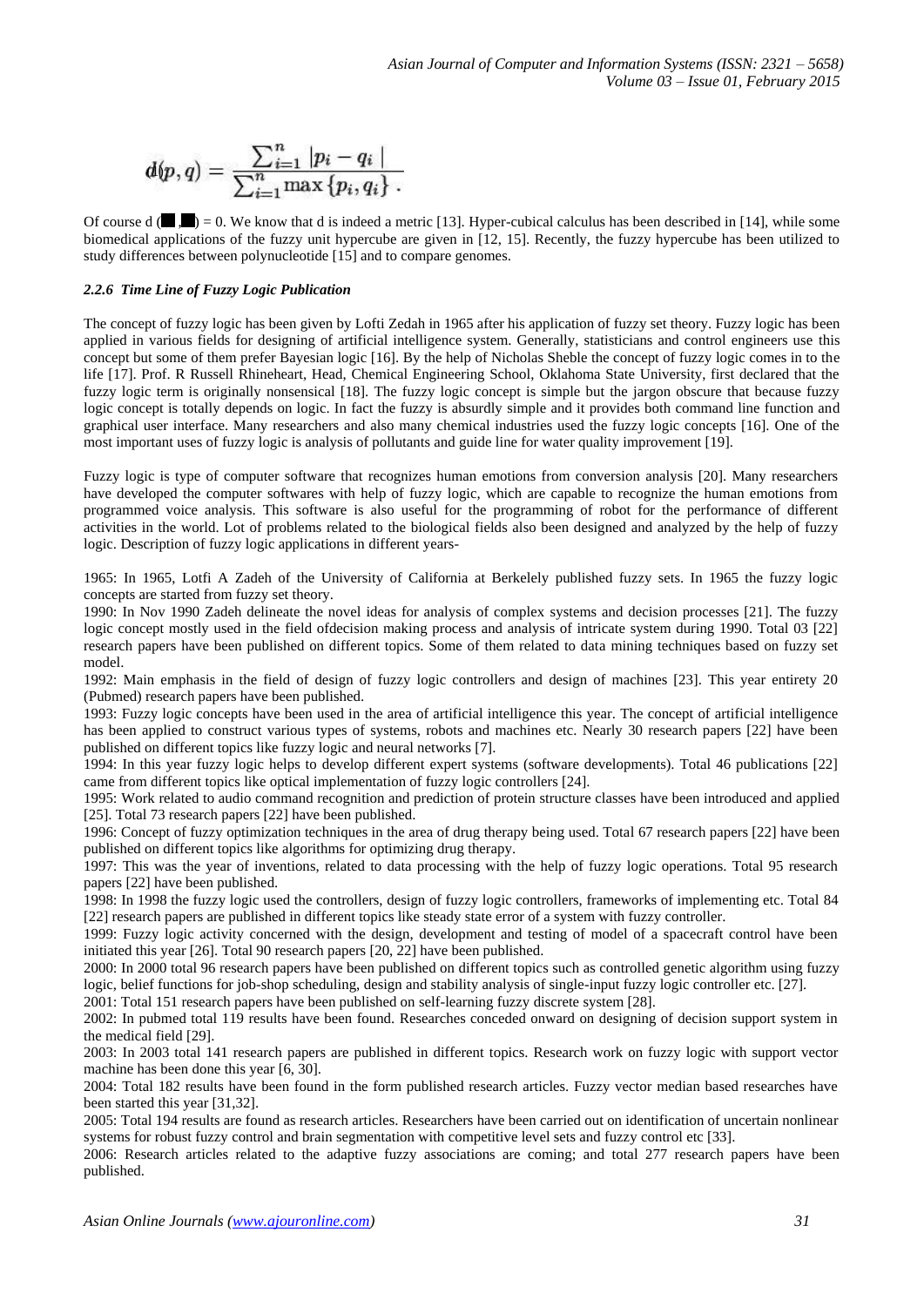$$d(p,q) = \frac{\sum_{i=1}^{n} |p_i - q_i|}{\sum_{i=1}^{n} \max\{p_i, q_i\}} .$$

Of course d (■,■) = 0. We know that d is indeed a metric [13]. Hyper-cubical calculus has been described in [14], while some biomedical applications of the fuzzy unit hypercube are given in [12, 15]. Recently, the fuzzy hypercube has been utilized to study differences between polynucleotide [15] and to compare genomes.

### *2.2.6 Time Line of Fuzzy Logic Publication*

The concept of fuzzy logic has been given by Lofti Zedah in 1965 after his application of fuzzy set theory. Fuzzy logic has been applied in various fields for designing of artificial intelligence system. Generally, statisticians and control engineers use this concept but some of them prefer Bayesian logic [16]. By the help of Nicholas Sheble the concept of fuzzy logic comes in to the life [17]. Prof. R Russell Rhineheart, Head, Chemical Engineering School, Oklahoma State University, first declared that the fuzzy logic term is originally nonsensical [18]. The fuzzy logic concept is simple but the jargon obscure that because fuzzy logic concept is totally depends on logic. In fact the fuzzy is absurdly simple and it provides both command line function and graphical user interface. Many researchers and also many chemical industries used the fuzzy logic concepts [16]. One of the most important uses of fuzzy logic is analysis of pollutants and guide line for water quality improvement [19].

Fuzzy logic is type of computer software that recognizes human emotions from conversion analysis [20]. Many researchers have developed the computer softwares with help of fuzzy logic, which are capable to recognize the human emotions from programmed voice analysis. This software is also useful for the programming of robot for the performance of different activities in the world. Lot of problems related to the biological fields also been designed and analyzed by the help of fuzzy logic. Description of fuzzy logic applications in different years-

1965: In 1965, Lotfi A Zadeh of the University of California at Berkelely published fuzzy sets. In 1965 the fuzzy logic concepts are started from fuzzy set theory.
1990: In Nov 1990 Zadeh delineate the novel ideas for analysis of complex systems and decision processes [21]. The fuzzy logic concept mostly used in the field ofdecision making process and analysis of intricate system during 1990. Total 03 [22] research papers have been published on different topics. Some of them related to data mining techniques based on fuzzy set model.
1992: Main emphasis in the field of design of fuzzy logic controllers and design of machines [23]. This year entirety 20 (Pubmed) research papers have been published.
1993: Fuzzy logic concepts have been used in the area of artificial intelligence this year. The concept of artificial intelligence has been applied to construct various types of systems, robots and machines etc. Nearly 30 research papers [22] have been published on different topics like fuzzy logic and neural networks [7].
1994: In this year fuzzy logic helps to develop different expert systems (software developments). Total 46 publications [22] came from different topics like optical implementation of fuzzy logic controllers [24].
1995: Work related to audio command recognition and prediction of protein structure classes have been introduced and applied [25]. Total 73 research papers [22] have been published.
1996: Concept of fuzzy optimization techniques in the area of drug therapy being used. Total 67 research papers [22] have been published on different topics like algorithms for optimizing drug therapy.
1997: This was the year of inventions, related to data processing with the help of fuzzy logic operations. Total 95 research papers [22] have been published.
1998: In 1998 the fuzzy logic used the controllers, design of fuzzy logic controllers, frameworks of implementing etc. Total 84 [22] research papers are published in different topics like steady state error of a system with fuzzy controller.
1999: Fuzzy logic activity concerned with the design, development and testing of model of a spacecraft control have been initiated this year [26]. Total 90 research papers [20, 22] have been published.
2000: In 2000 total 96 research papers have been published on different topics such as controlled genetic algorithm using fuzzy logic, belief functions for job-shop scheduling, design and stability analysis of single-input fuzzy logic controller etc. [27].
2001: Total 151 research papers have been published on self-learning fuzzy discrete system [28].
2002: In pubmed total 119 results have been found. Researches conceded onward on designing of decision support system in the medical field [29].
2003: In 2003 total 141 research papers are published in different topics. Research work on fuzzy logic with support vector machine has been done this year [6, 30].
2004: Total 182 results have been found in the form published research articles. Fuzzy vector median based researches have been started this year [31,32].
2005: Total 194 results are found as research articles. Researchers have been carried out on identification of uncertain nonlinear systems for robust fuzzy control and brain segmentation with competitive level sets and fuzzy control etc [33].
2006: Research articles related to the adaptive fuzzy associations are coming; and total 277 research papers have been published.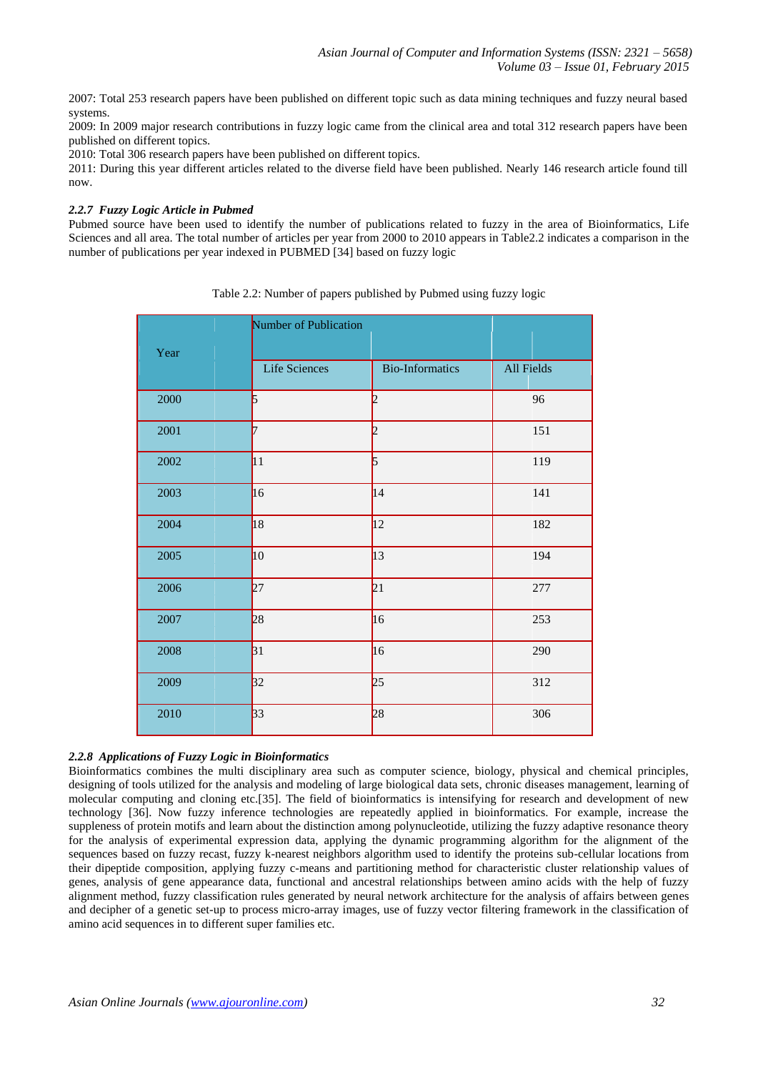2007: Total 253 research papers have been published on different topic such as data mining techniques and fuzzy neural based systems.

2009: In 2009 major research contributions in fuzzy logic came from the clinical area and total 312 research papers have been published on different topics.

2010: Total 306 research papers have been published on different topics.

2011: During this year different articles related to the diverse field have been published. Nearly 146 research article found till now.

#### *2.2.7 Fuzzy Logic Article in Pubmed*

Pubmed source have been used to identify the number of publications related to fuzzy in the area of Bioinformatics, Life Sciences and all area. The total number of articles per year from 2000 to 2010 appears in Table2.2 indicates a comparison in the number of publications per year indexed in PUBMED [34] based on fuzzy logic

Table 2.2: Number of papers published by Pubmed using fuzzy logic

| Year | Number of Publication | | |
|---|---|---|---|
| | Life Sciences | Bio-Informatics | All Fields |
| 2000 | 5 | 2 | 96 |
| 2001 | 7 | 2 | 151 |
| 2002 | 11 | 5 | 119 |
| 2003 | 16 | 14 | 141 |
| 2004 | 18 | 12 | 182 |
| 2005 | 10 | 13 | 194 |
| 2006 | 27 | 21 | 277 |
| 2007 | 28 | 16 | 253 |
| 2008 | 31 | 16 | 290 |
| 2009 | 32 | 25 | 312 |
| 2010 | 33 | 28 | 306 |

#### *2.2.8 Applications of Fuzzy Logic in Bioinformatics*

Bioinformatics combines the multi disciplinary area such as computer science, biology, physical and chemical principles, designing of tools utilized for the analysis and modeling of large biological data sets, chronic diseases management, learning of molecular computing and cloning etc.[35]. The field of bioinformatics is intensifying for research and development of new technology [36]. Now fuzzy inference technologies are repeatedly applied in bioinformatics. For example, increase the suppleness of protein motifs and learn about the distinction among polynucleotide, utilizing the fuzzy adaptive resonance theory for the analysis of experimental expression data, applying the dynamic programming algorithm for the alignment of the sequences based on fuzzy recast, fuzzy k-nearest neighbors algorithm used to identify the proteins sub-cellular locations from their dipeptide composition, applying fuzzy c-means and partitioning method for characteristic cluster relationship values of genes, analysis of gene appearance data, functional and ancestral relationships between amino acids with the help of fuzzy alignment method, fuzzy classification rules generated by neural network architecture for the analysis of affairs between genes and decipher of a genetic set-up to process micro-array images, use of fuzzy vector filtering framework in the classification of amino acid sequences in to different super families etc.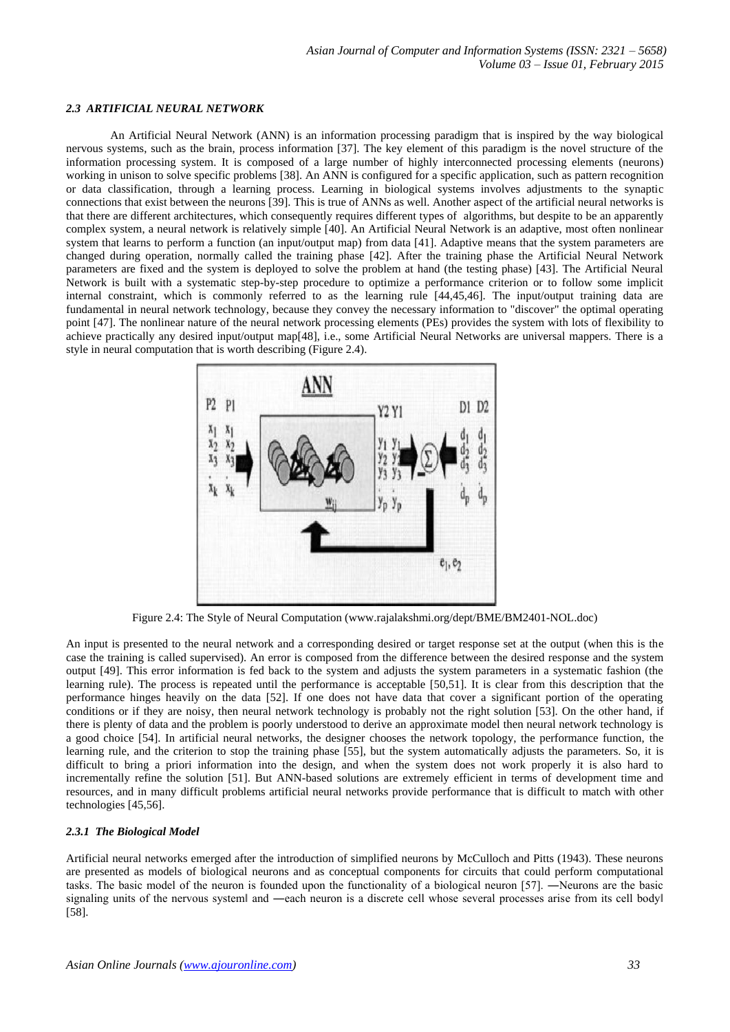### *2.3 ARTIFICIAL NEURAL NETWORK*

An Artificial Neural Network (ANN) is an information processing paradigm that is inspired by the way biological nervous systems, such as the brain, process information [37]. The key element of this paradigm is the novel structure of the information processing system. It is composed of a large number of highly interconnected processing elements (neurons) working in unison to solve specific problems [38]. An ANN is configured for a specific application, such as pattern recognition or data classification, through a learning process. Learning in biological systems involves adjustments to the synaptic connections that exist between the neurons [39]. This is true of ANNs as well. Another aspect of the artificial neural networks is that there are different architectures, which consequently requires different types of algorithms, but despite to be an apparently complex system, a neural network is relatively simple [40]. An Artificial Neural Network is an adaptive, most often nonlinear system that learns to perform a function (an input/output map) from data [41]. Adaptive means that the system parameters are changed during operation, normally called the training phase [42]. After the training phase the Artificial Neural Network parameters are fixed and the system is deployed to solve the problem at hand (the testing phase) [43]. The Artificial Neural Network is built with a systematic step-by-step procedure to optimize a performance criterion or to follow some implicit internal constraint, which is commonly referred to as the learning rule [44,45,46]. The input/output training data are fundamental in neural network technology, because they convey the necessary information to "discover" the optimal operating point [47]. The nonlinear nature of the neural network processing elements (PEs) provides the system with lots of flexibility to achieve practically any desired input/output map[48], i.e., some Artificial Neural Networks are universal mappers. There is a style in neural computation that is worth describing (Figure 2.4).

Figure 2.4: The Style of Neural Computation (www.rajalakshmi.org/dept/BME/BM2401-NOL.doc)

An input is presented to the neural network and a corresponding desired or target response set at the output (when this is the case the training is called supervised). An error is composed from the difference between the desired response and the system output [49]. This error information is fed back to the system and adjusts the system parameters in a systematic fashion (the learning rule). The process is repeated until the performance is acceptable [50,51]. It is clear from this description that the performance hinges heavily on the data [52]. If one does not have data that cover a significant portion of the operating conditions or if they are noisy, then neural network technology is probably not the right solution [53]. On the other hand, if there is plenty of data and the problem is poorly understood to derive an approximate model then neural network technology is a good choice [54]. In artificial neural networks, the designer chooses the network topology, the performance function, the learning rule, and the criterion to stop the training phase [55], but the system automatically adjusts the parameters. So, it is difficult to bring a priori information into the design, and when the system does not work properly it is also hard to incrementally refine the solution [51]. But ANN-based solutions are extremely efficient in terms of development time and resources, and in many difficult problems artificial neural networks provide performance that is difficult to match with other technologies [45,56].

#### *2.3.1 The Biological Model*

Artificial neural networks emerged after the introduction of simplified neurons by McCulloch and Pitts (1943). These neurons are presented as models of biological neurons and as conceptual components for circuits that could perform computational tasks. The basic model of the neuron is founded upon the functionality of a biological neuron [57]. ―Neurons are the basic signaling units of the nervous system‖ and ―each neuron is a discrete cell whose several processes arise from its cell body‖ [58].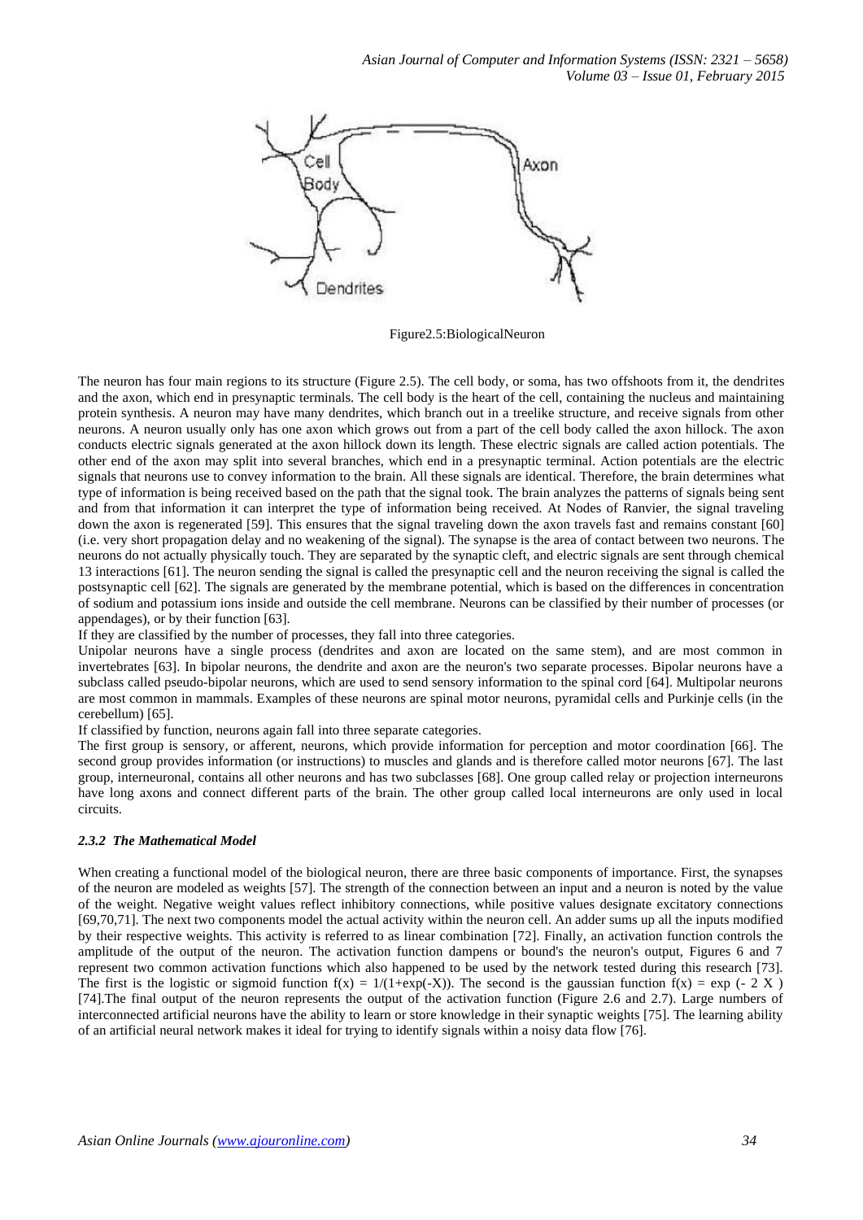Figure2.5:BiologicalNeuron

The neuron has four main regions to its structure (Figure 2.5). The cell body, or soma, has two offshoots from it, the dendrites and the axon, which end in presynaptic terminals. The cell body is the heart of the cell, containing the nucleus and maintaining protein synthesis. A neuron may have many dendrites, which branch out in a treelike structure, and receive signals from other neurons. A neuron usually only has one axon which grows out from a part of the cell body called the axon hillock. The axon conducts electric signals generated at the axon hillock down its length. These electric signals are called action potentials. The other end of the axon may split into several branches, which end in a presynaptic terminal. Action potentials are the electric signals that neurons use to convey information to the brain. All these signals are identical. Therefore, the brain determines what type of information is being received based on the path that the signal took. The brain analyzes the patterns of signals being sent and from that information it can interpret the type of information being received. At Nodes of Ranvier, the signal traveling down the axon is regenerated [59]. This ensures that the signal traveling down the axon travels fast and remains constant [60] (i.e. very short propagation delay and no weakening of the signal). The synapse is the area of contact between two neurons. The neurons do not actually physically touch. They are separated by the synaptic cleft, and electric signals are sent through chemical 13 interactions [61]. The neuron sending the signal is called the presynaptic cell and the neuron receiving the signal is called the postsynaptic cell [62]. The signals are generated by the membrane potential, which is based on the differences in concentration of sodium and potassium ions inside and outside the cell membrane. Neurons can be classified by their number of processes (or appendages), or by their function [63].

If they are classified by the number of processes, they fall into three categories.

Unipolar neurons have a single process (dendrites and axon are located on the same stem), and are most common in invertebrates [63]. In bipolar neurons, the dendrite and axon are the neuron's two separate processes. Bipolar neurons have a subclass called pseudo-bipolar neurons, which are used to send sensory information to the spinal cord [64]. Multipolar neurons are most common in mammals. Examples of these neurons are spinal motor neurons, pyramidal cells and Purkinje cells (in the cerebellum) [65].

If classified by function, neurons again fall into three separate categories.

The first group is sensory, or afferent, neurons, which provide information for perception and motor coordination [66]. The second group provides information (or instructions) to muscles and glands and is therefore called motor neurons [67]. The last group, interneuronal, contains all other neurons and has two subclasses [68]. One group called relay or projection interneurons have long axons and connect different parts of the brain. The other group called local interneurons are only used in local circuits.

#### *2.3.2 The Mathematical Model*

When creating a functional model of the biological neuron, there are three basic components of importance. First, the synapses of the neuron are modeled as weights [57]. The strength of the connection between an input and a neuron is noted by the value of the weight. Negative weight values reflect inhibitory connections, while positive values designate excitatory connections [69,70,71]. The next two components model the actual activity within the neuron cell. An adder sums up all the inputs modified by their respective weights. This activity is referred to as linear combination [72]. Finally, an activation function controls the amplitude of the output of the neuron. The activation function dampens or bound's the neuron's output, Figures 6 and 7 represent two common activation functions which also happened to be used by the network tested during this research [73]. The first is the logistic or sigmoid function $f(x) = 1/(1+\exp(-X))$. The second is the gaussian function $f(x) = \exp(-2X)$ [74].The final output of the neuron represents the output of the activation function (Figure 2.6 and 2.7). Large numbers of interconnected artificial neurons have the ability to learn or store knowledge in their synaptic weights [75]. The learning ability of an artificial neural network makes it ideal for trying to identify signals within a noisy data flow [76].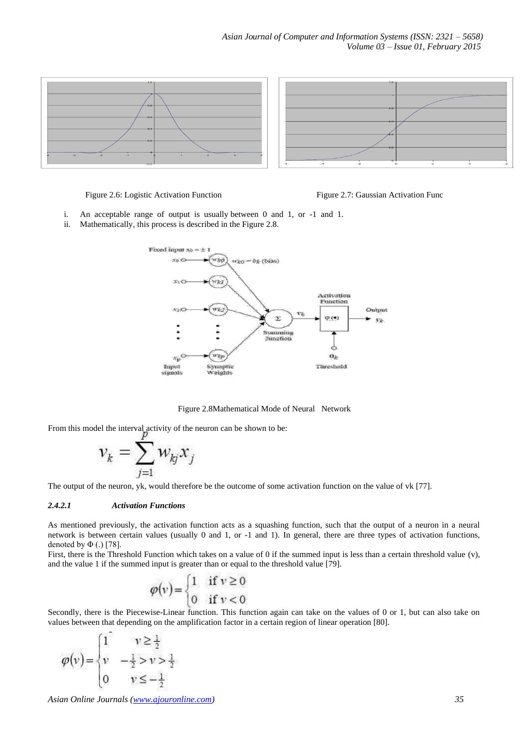Figure 2.6: Logistic Activation Function

Figure 2.7: Gaussian Activation Func

i. An acceptable range of output is usually between 0 and 1, or -1 and 1.
ii. Mathematically, this process is described in the Figure 2.8.

Figure 2.8Mathematical Mode of Neural Network

From this model the interval activity of the neuron can be shown to be:

$$v_k = \sum_{j=1}^{p} w_{kj} x_j$$

The output of the neuron, yk, would therefore be the outcome of some activation function on the value of vk [77].

#### *2.4.2.1 Activation Functions*

As mentioned previously, the activation function acts as a squashing function, such that the output of a neuron in a neural network is between certain values (usually 0 and 1, or -1 and 1). In general, there are three types of activation functions, denoted by Φ (.) [78].

First, there is the Threshold Function which takes on a value of 0 if the summed input is less than a certain threshold value (v), and the value 1 if the summed input is greater than or equal to the threshold value [79].

$$\varphi(v) = \begin{cases} 1 & \text{if } v \geq 0 \\ 0 & \text{if } v < 0 \end{cases}$$

Secondly, there is the Piecewise-Linear function. This function again can take on the values of 0 or 1, but can also take on values between that depending on the amplification factor in a certain region of linear operation [80].

$$\varphi(v) = \begin{cases} 1 & v \geq \frac{1}{2} \\ v & -\frac{1}{2} > v > \frac{1}{2} \\ 0 & v \leq -\frac{1}{2} \end{cases}$$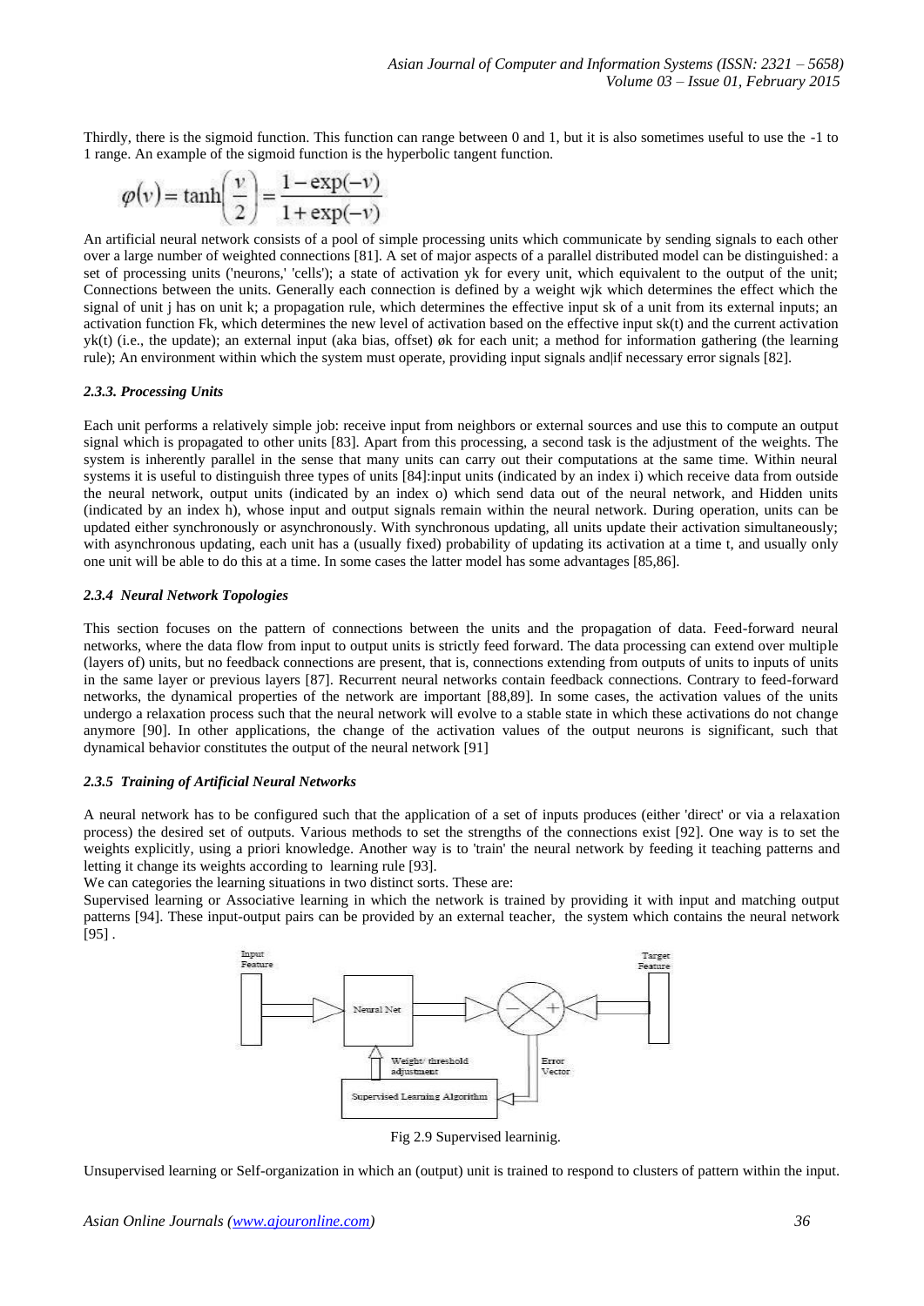Thirdly, there is the sigmoid function. This function can range between 0 and 1, but it is also sometimes useful to use the -1 to 1 range. An example of the sigmoid function is the hyperbolic tangent function.

$$\varphi(v) = \tanh\left(\frac{v}{2}\right) = \frac{1-\exp(-v)}{1+\exp(-v)}$$

An artificial neural network consists of a pool of simple processing units which communicate by sending signals to each other over a large number of weighted connections [81]. A set of major aspects of a parallel distributed model can be distinguished: a set of processing units ('neurons,' 'cells'); a state of activation yk for every unit, which equivalent to the output of the unit; Connections between the units. Generally each connection is defined by a weight wjk which determines the effect which the signal of unit j has on unit k; a propagation rule, which determines the effective input sk of a unit from its external inputs; an activation function Fk, which determines the new level of activation based on the effective input sk(t) and the current activation yk(t) (i.e., the update); an external input (aka bias, offset) øk for each unit; a method for information gathering (the learning rule); An environment within which the system must operate, providing input signals and|if necessary error signals [82].

#### *2.3.3. Processing Units*

Each unit performs a relatively simple job: receive input from neighbors or external sources and use this to compute an output signal which is propagated to other units [83]. Apart from this processing, a second task is the adjustment of the weights. The system is inherently parallel in the sense that many units can carry out their computations at the same time. Within neural systems it is useful to distinguish three types of units [84]:input units (indicated by an index i) which receive data from outside the neural network, output units (indicated by an index o) which send data out of the neural network, and Hidden units (indicated by an index h), whose input and output signals remain within the neural network. During operation, units can be updated either synchronously or asynchronously. With synchronous updating, all units update their activation simultaneously; with asynchronous updating, each unit has a (usually fixed) probability of updating its activation at a time t, and usually only one unit will be able to do this at a time. In some cases the latter model has some advantages [85,86].

#### *2.3.4 Neural Network Topologies*

This section focuses on the pattern of connections between the units and the propagation of data. Feed-forward neural networks, where the data flow from input to output units is strictly feed forward. The data processing can extend over multiple (layers of) units, but no feedback connections are present, that is, connections extending from outputs of units to inputs of units in the same layer or previous layers [87]. Recurrent neural networks contain feedback connections. Contrary to feed-forward networks, the dynamical properties of the network are important [88,89]. In some cases, the activation values of the units undergo a relaxation process such that the neural network will evolve to a stable state in which these activations do not change anymore [90]. In other applications, the change of the activation values of the output neurons is significant, such that dynamical behavior constitutes the output of the neural network [91]

#### *2.3.5 Training of Artificial Neural Networks*

A neural network has to be configured such that the application of a set of inputs produces (either 'direct' or via a relaxation process) the desired set of outputs. Various methods to set the strengths of the connections exist [92]. One way is to set the weights explicitly, using a priori knowledge. Another way is to 'train' the neural network by feeding it teaching patterns and letting it change its weights according to learning rule [93].

We can categories the learning situations in two distinct sorts. These are:

Supervised learning or Associative learning in which the network is trained by providing it with input and matching output patterns [94]. These input-output pairs can be provided by an external teacher, the system which contains the neural network [95] .

Input Feature

Neural Net

Target Feature

Weight/ threshold adjustment

Error Vector

Supervised Learning Algorithm

Fig 2.9 Supervised learninig.

Unsupervised learning or Self-organization in which an (output) unit is trained to respond to clusters of pattern within the input.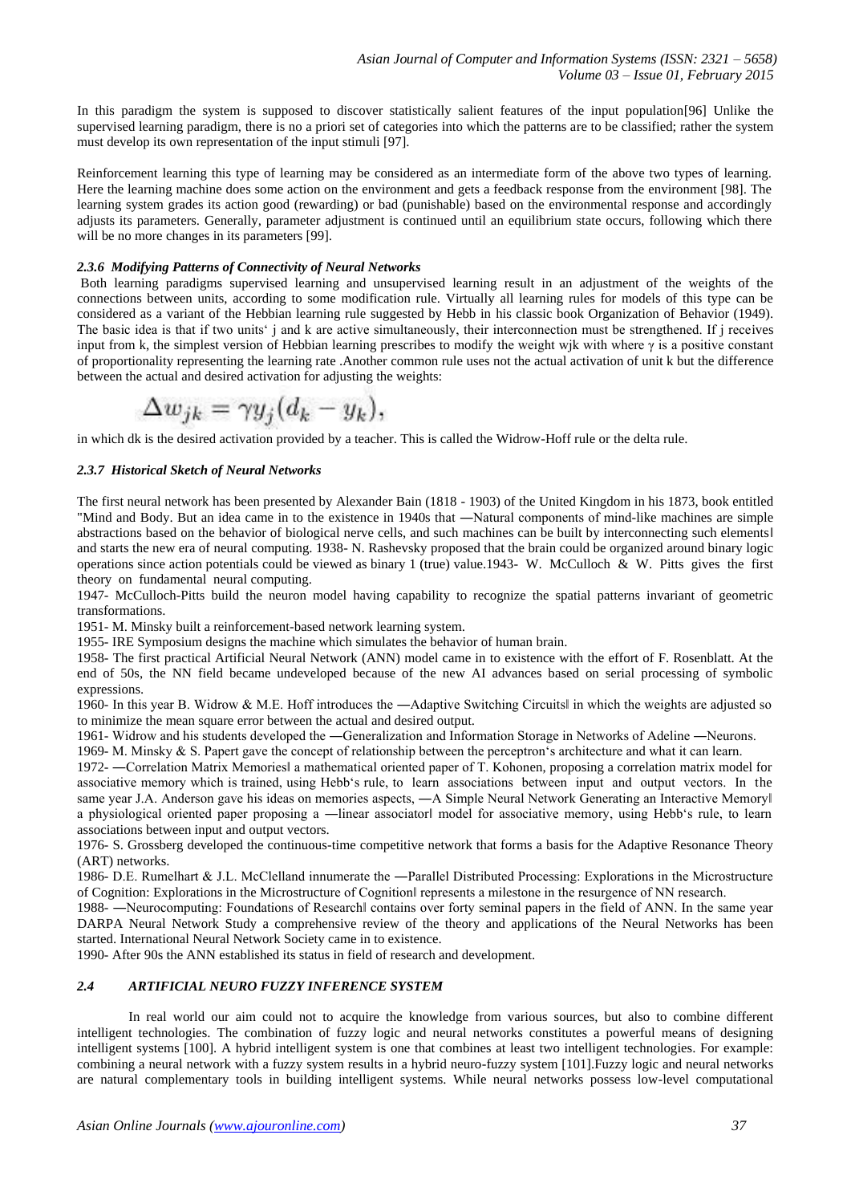In this paradigm the system is supposed to discover statistically salient features of the input population[96] Unlike the supervised learning paradigm, there is no a priori set of categories into which the patterns are to be classified; rather the system must develop its own representation of the input stimuli [97].

Reinforcement learning this type of learning may be considered as an intermediate form of the above two types of learning. Here the learning machine does some action on the environment and gets a feedback response from the environment [98]. The learning system grades its action good (rewarding) or bad (punishable) based on the environmental response and accordingly adjusts its parameters. Generally, parameter adjustment is continued until an equilibrium state occurs, following which there will be no more changes in its parameters [99].

#### *2.3.6 Modifying Patterns of Connectivity of Neural Networks*

Both learning paradigms supervised learning and unsupervised learning result in an adjustment of the weights of the connections between units, according to some modification rule. Virtually all learning rules for models of this type can be considered as a variant of the Hebbian learning rule suggested by Hebb in his classic book Organization of Behavior (1949). The basic idea is that if two units' j and k are active simultaneously, their interconnection must be strengthened. If j receives input from k, the simplest version of Hebbian learning prescribes to modify the weight wjk with where $\gamma$ is a positive constant of proportionality representing the learning rate .Another common rule uses not the actual activation of unit k but the difference between the actual and desired activation for adjusting the weights:

$$\Delta w_{jk} = \gamma y_j (d_k - y_k),$$

in which dk is the desired activation provided by a teacher. This is called the Widrow-Hoff rule or the delta rule.

#### *2.3.7 Historical Sketch of Neural Networks*

The first neural network has been presented by Alexander Bain (1818 - 1903) of the United Kingdom in his 1873, book entitled "Mind and Body. But an idea came in to the existence in 1940s that ―Natural components of mind-like machines are simple abstractions based on the behavior of biological nerve cells, and such machines can be built by interconnecting such elements‖ and starts the new era of neural computing. 1938- N. Rashevsky proposed that the brain could be organized around binary logic operations since action potentials could be viewed as binary 1 (true) value.1943- W. McCulloch & W. Pitts gives the first theory on fundamental neural computing.

1947- McCulloch-Pitts build the neuron model having capability to recognize the spatial patterns invariant of geometric transformations.

1951- M. Minsky built a reinforcement-based network learning system.

1955- IRE Symposium designs the machine which simulates the behavior of human brain.

1958- The first practical Artificial Neural Network (ANN) model came in to existence with the effort of F. Rosenblatt. At the end of 50s, the NN field became undeveloped because of the new AI advances based on serial processing of symbolic expressions.

1960- In this year B. Widrow & M.E. Hoff introduces the ―Adaptive Switching Circuits‖ in which the weights are adjusted so to minimize the mean square error between the actual and desired output.

1961- Widrow and his students developed the ―Generalization and Information Storage in Networks of Adeline ―Neurons.

1969- M. Minsky & S. Papert gave the concept of relationship between the perceptron's architecture and what it can learn.

1972- ―Correlation Matrix Memories‖ a mathematical oriented paper of T. Kohonen, proposing a correlation matrix model for associative memory which is trained, using Hebb's rule, to learn associations between input and output vectors. In the same year J.A. Anderson gave his ideas on memories aspects, ―A Simple Neural Network Generating an Interactive Memory‖ a physiological oriented paper proposing a ―linear associator‖ model for associative memory, using Hebb's rule, to learn associations between input and output vectors.

1976- S. Grossberg developed the continuous-time competitive network that forms a basis for the Adaptive Resonance Theory (ART) networks.

1986- D.E. Rumelhart & J.L. McClelland innumerate the ―Parallel Distributed Processing: Explorations in the Microstructure of Cognition: Explorations in the Microstructure of Cognition‖ represents a milestone in the resurgence of NN research.

1988- ―Neurocomputing: Foundations of Research‖ contains over forty seminal papers in the field of ANN. In the same year DARPA Neural Network Study a comprehensive review of the theory and applications of the Neural Networks has been started. International Neural Network Society came in to existence.

1990- After 90s the ANN established its status in field of research and development.

### *2.4 ARTIFICIAL NEURO FUZZY INFERENCE SYSTEM*

In real world our aim could not to acquire the knowledge from various sources, but also to combine different intelligent technologies. The combination of fuzzy logic and neural networks constitutes a powerful means of designing intelligent systems [100]. A hybrid intelligent system is one that combines at least two intelligent technologies. For example: combining a neural network with a fuzzy system results in a hybrid neuro-fuzzy system [101].Fuzzy logic and neural networks are natural complementary tools in building intelligent systems. While neural networks possess low-level computational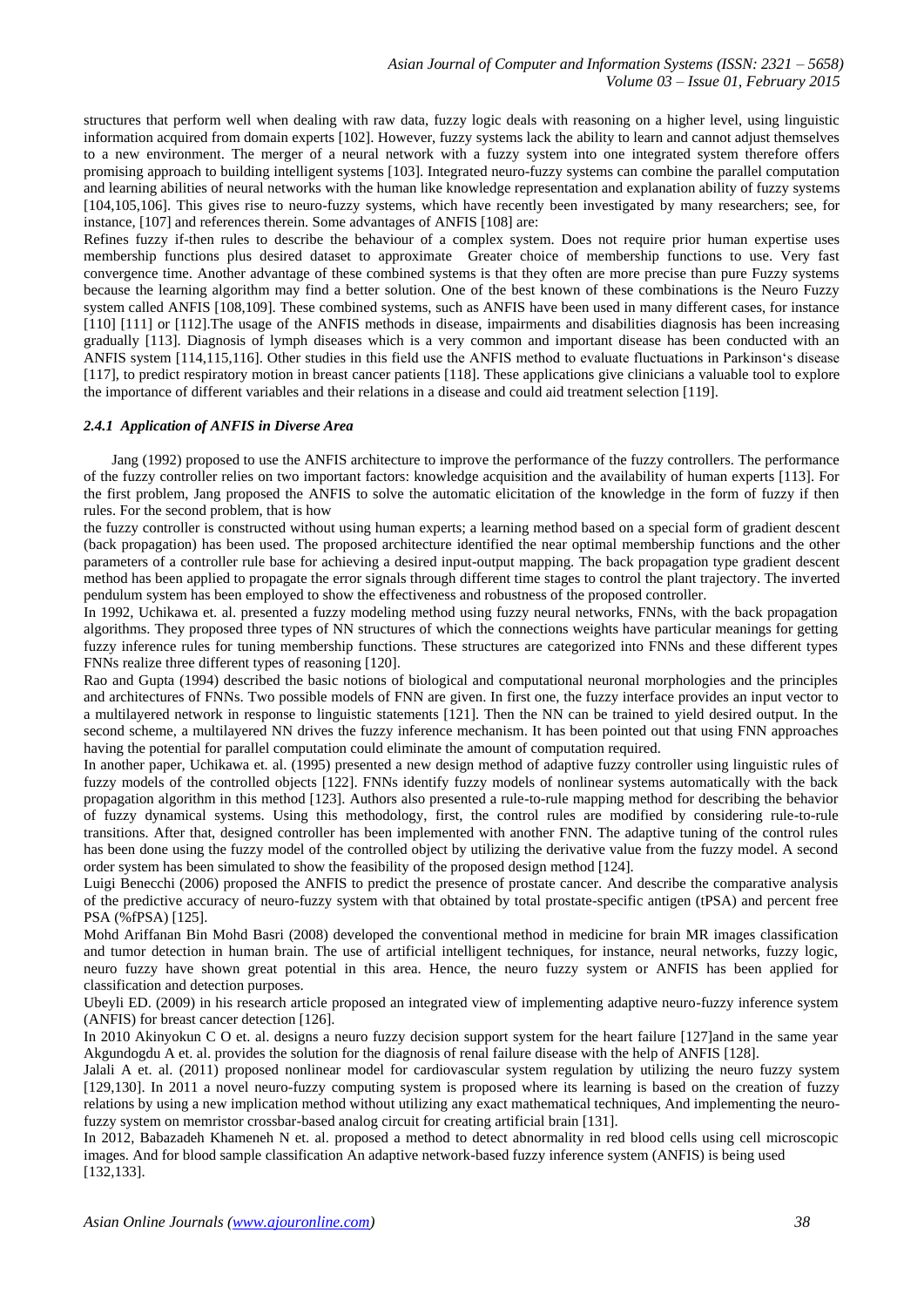structures that perform well when dealing with raw data, fuzzy logic deals with reasoning on a higher level, using linguistic information acquired from domain experts [102]. However, fuzzy systems lack the ability to learn and cannot adjust themselves to a new environment. The merger of a neural network with a fuzzy system into one integrated system therefore offers promising approach to building intelligent systems [103]. Integrated neuro-fuzzy systems can combine the parallel computation and learning abilities of neural networks with the human like knowledge representation and explanation ability of fuzzy systems [104,105,106]. This gives rise to neuro-fuzzy systems, which have recently been investigated by many researchers; see, for instance, [107] and references therein. Some advantages of ANFIS [108] are:

Refines fuzzy if-then rules to describe the behaviour of a complex system. Does not require prior human expertise uses membership functions plus desired dataset to approximate Greater choice of membership functions to use. Very fast convergence time. Another advantage of these combined systems is that they often are more precise than pure Fuzzy systems because the learning algorithm may find a better solution. One of the best known of these combinations is the Neuro Fuzzy system called ANFIS [108,109]. These combined systems, such as ANFIS have been used in many different cases, for instance [110] [111] or [112].The usage of the ANFIS methods in disease, impairments and disabilities diagnosis has been increasing gradually [113]. Diagnosis of lymph diseases which is a very common and important disease has been conducted with an ANFIS system [114,115,116]. Other studies in this field use the ANFIS method to evaluate fluctuations in Parkinson's disease [117], to predict respiratory motion in breast cancer patients [118]. These applications give clinicians a valuable tool to explore the importance of different variables and their relations in a disease and could aid treatment selection [119].

#### *2.4.1 Application of ANFIS in Diverse Area*

Jang (1992) proposed to use the ANFIS architecture to improve the performance of the fuzzy controllers. The performance of the fuzzy controller relies on two important factors: knowledge acquisition and the availability of human experts [113]. For the first problem, Jang proposed the ANFIS to solve the automatic elicitation of the knowledge in the form of fuzzy if then rules. For the second problem, that is how the fuzzy controller is constructed without using human experts; a learning method based on a special form of gradient descent (back propagation) has been used. The proposed architecture identified the near optimal membership functions and the other parameters of a controller rule base for achieving a desired input-output mapping. The back propagation type gradient descent method has been applied to propagate the error signals through different time stages to control the plant trajectory. The inverted pendulum system has been employed to show the effectiveness and robustness of the proposed controller.

In 1992, Uchikawa et. al. presented a fuzzy modeling method using fuzzy neural networks, FNNs, with the back propagation algorithms. They proposed three types of NN structures of which the connections weights have particular meanings for getting fuzzy inference rules for tuning membership functions. These structures are categorized into FNNs and these different types FNNs realize three different types of reasoning [120].

Rao and Gupta (1994) described the basic notions of biological and computational neuronal morphologies and the principles and architectures of FNNs. Two possible models of FNN are given. In first one, the fuzzy interface provides an input vector to a multilayered network in response to linguistic statements [121]. Then the NN can be trained to yield desired output. In the second scheme, a multilayered NN drives the fuzzy inference mechanism. It has been pointed out that using FNN approaches having the potential for parallel computation could eliminate the amount of computation required.

In another paper, Uchikawa et. al. (1995) presented a new design method of adaptive fuzzy controller using linguistic rules of fuzzy models of the controlled objects [122]. FNNs identify fuzzy models of nonlinear systems automatically with the back propagation algorithm in this method [123]. Authors also presented a rule-to-rule mapping method for describing the behavior of fuzzy dynamical systems. Using this methodology, first, the control rules are modified by considering rule-to-rule transitions. After that, designed controller has been implemented with another FNN. The adaptive tuning of the control rules has been done using the fuzzy model of the controlled object by utilizing the derivative value from the fuzzy model. A second order system has been simulated to show the feasibility of the proposed design method [124].

Luigi Benecchi (2006) proposed the ANFIS to predict the presence of prostate cancer. And describe the comparative analysis of the predictive accuracy of neuro-fuzzy system with that obtained by total prostate-specific antigen (tPSA) and percent free PSA (%fPSA) [125].

Mohd Ariffanan Bin Mohd Basri (2008) developed the conventional method in medicine for brain MR images classification and tumor detection in human brain. The use of artificial intelligent techniques, for instance, neural networks, fuzzy logic, neuro fuzzy have shown great potential in this area. Hence, the neuro fuzzy system or ANFIS has been applied for classification and detection purposes.

Ubeyli ED. (2009) in his research article proposed an integrated view of implementing adaptive neuro-fuzzy inference system (ANFIS) for breast cancer detection [126].

In 2010 Akinyokun C O et. al. designs a neuro fuzzy decision support system for the heart failure [127]and in the same year Akgundogdu A et. al. provides the solution for the diagnosis of renal failure disease with the help of ANFIS [128].

Jalali A et. al. (2011) proposed nonlinear model for cardiovascular system regulation by utilizing the neuro fuzzy system [129,130]. In 2011 a novel neuro-fuzzy computing system is proposed where its learning is based on the creation of fuzzy relations by using a new implication method without utilizing any exact mathematical techniques, And implementing the neuro-fuzzy system on memristor crossbar-based analog circuit for creating artificial brain [131].

In 2012, Babazadeh Khameneh N et. al. proposed a method to detect abnormality in red blood cells using cell microscopic images. And for blood sample classification An adaptive network-based fuzzy inference system (ANFIS) is being used [132,133].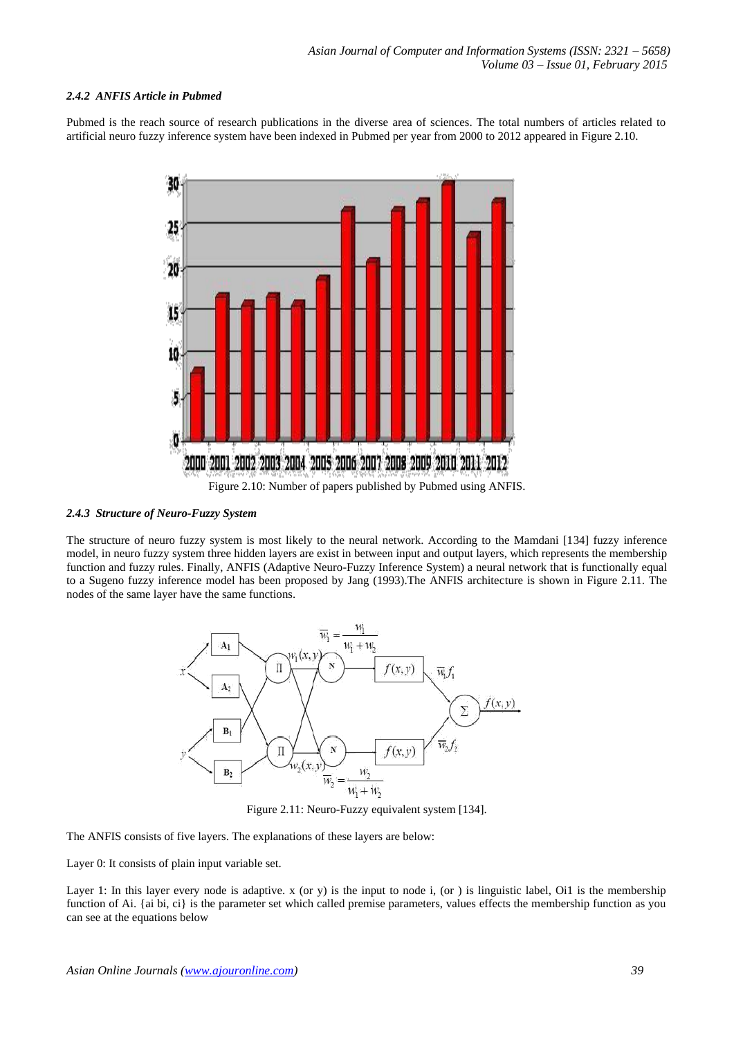#### 2.4.2 ANFIS Article in Pubmed

Pubmed is the reach source of research publications in the diverse area of sciences. The total numbers of articles related to artificial neuro fuzzy inference system have been indexed in Pubmed per year from 2000 to 2012 appeared in Figure 2.10.

Figure 2.10: Number of papers published by Pubmed using ANFIS.

#### 2.4.3 Structure of Neuro-Fuzzy System

The structure of neuro fuzzy system is most likely to the neural network. According to the Mamdani [134] fuzzy inference model, in neuro fuzzy system three hidden layers are exist in between input and output layers, which represents the membership function and fuzzy rules. Finally, ANFIS (Adaptive Neuro-Fuzzy Inference System) a neural network that is functionally equal to a Sugeno fuzzy inference model has been proposed by Jang (1993).The ANFIS architecture is shown in Figure 2.11. The nodes of the same layer have the same functions.

Figure 2.11: Neuro-Fuzzy equivalent system [134].

The ANFIS consists of five layers. The explanations of these layers are below:

Layer 0: It consists of plain input variable set.

Layer 1: In this layer every node is adaptive. x (or y) is the input to node i, (or ) is linguistic label, Oi1 is the membership function of Ai. {ai bi, ci} is the parameter set which called premise parameters, values effects the membership function as you can see at the equations below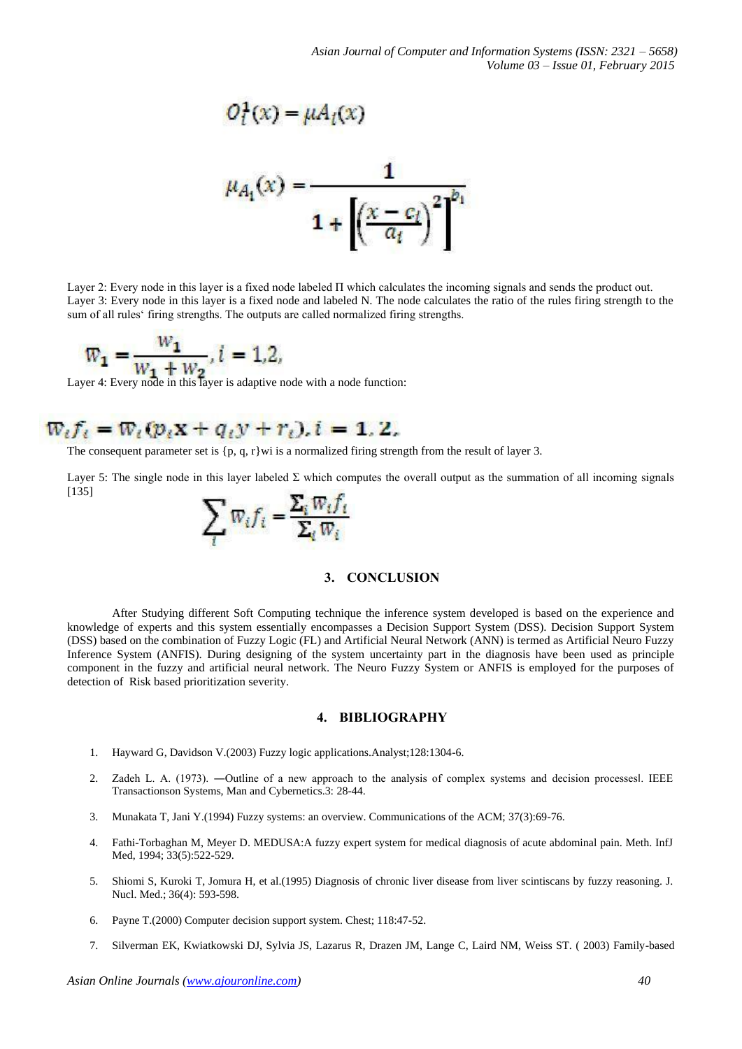$$O_i^1(x) = \mu A_i(x)$$

$$\mu_{A_1}(x) = \frac{1}{1 + \left[\left(\frac{x - c_i}{a_i}\right)^2\right]^{b_i}}$$

Layer 2: Every node in this layer is a fixed node labeled Π which calculates the incoming signals and sends the product out.
Layer 3: Every node in this layer is a fixed node and labeled N. The node calculates the ratio of the rules firing strength to the sum of all rules' firing strengths. The outputs are called normalized firing strengths.

$$\overline{w}_1 = \frac{w_1}{w_1 + w_2}, i = 1,2,$$

Layer 4: Every node in this layer is adaptive node with a node function:

$$\overline{w}_i f_i = \overline{w}_i (p_i x + q_i y + r_i), i = 1, 2,$$

The consequent parameter set is {p, q, r}wi is a normalized firing strength from the result of layer 3.

Layer 5: The single node in this layer labeled Σ which computes the overall output as the summation of all incoming signals [135]

$$\sum_i \overline{w}_i f_i = \frac{\sum_i \overline{w}_i f_i}{\sum_i \overline{w}_i}$$

## 3. CONCLUSION

After Studying different Soft Computing technique the inference system developed is based on the experience and knowledge of experts and this system essentially encompasses a Decision Support System (DSS). Decision Support System (DSS) based on the combination of Fuzzy Logic (FL) and Artificial Neural Network (ANN) is termed as Artificial Neuro Fuzzy Inference System (ANFIS). During designing of the system uncertainty part in the diagnosis have been used as principle component in the fuzzy and artificial neural network. The Neuro Fuzzy System or ANFIS is employed for the purposes of detection of Risk based prioritization severity.

## 4. BIBLIOGRAPHY

1. Hayward G, Davidson V.(2003) Fuzzy logic applications.Analyst;128:1304-6.
2. Zadeh L. A. (1973). ―Outline of a new approach to the analysis of complex systems and decision processes‖. IEEE Transactionson Systems, Man and Cybernetics.3: 28-44.
3. Munakata T, Jani Y.(1994) Fuzzy systems: an overview. Communications of the ACM; 37(3):69-76.
4. Fathi-Torbaghan M, Meyer D. MEDUSA:A fuzzy expert system for medical diagnosis of acute abdominal pain. Meth. InfJ Med, 1994; 33(5):522-529.
5. Shiomi S, Kuroki T, Jomura H, et al.(1995) Diagnosis of chronic liver disease from liver scintiscans by fuzzy reasoning. J. Nucl. Med.; 36(4): 593-598.
6. Payne T.(2000) Computer decision support system. Chest; 118:47-52.
7. Silverman EK, Kwiatkowski DJ, Sylvia JS, Lazarus R, Drazen JM, Lange C, Laird NM, Weiss ST. ( 2003) Family-based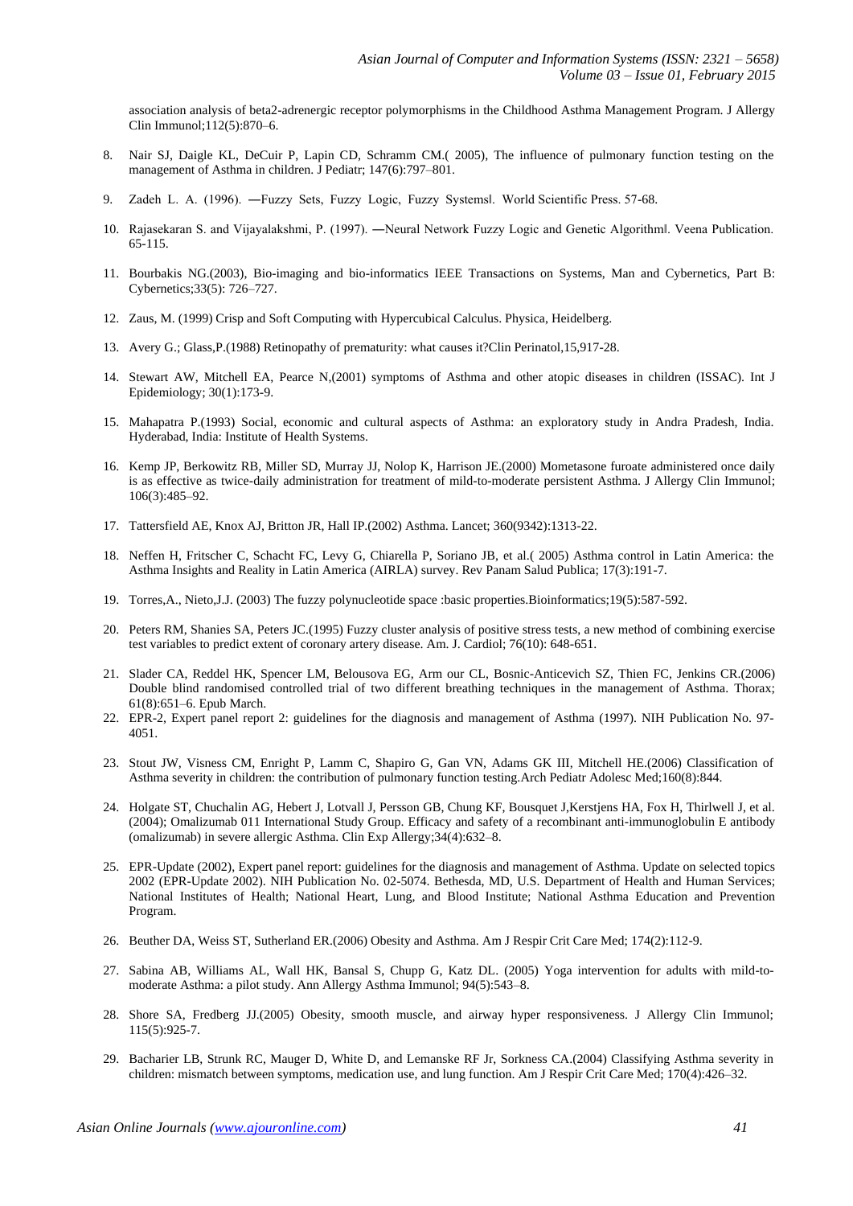association analysis of beta2-adrenergic receptor polymorphisms in the Childhood Asthma Management Program. J Allergy Clin Immunol;112(5):870–6.

8. Nair SJ, Daigle KL, DeCuir P, Lapin CD, Schramm CM.( 2005), The influence of pulmonary function testing on the management of Asthma in children. J Pediatr; 147(6):797–801.

9. Zadeh L. A. (1996). ―Fuzzy Sets, Fuzzy Logic, Fuzzy Systems‖. World Scientific Press. 57-68.

10. Rajasekaran S. and Vijayalakshmi, P. (1997). ―Neural Network Fuzzy Logic and Genetic Algorithm‖. Veena Publication. 65-115.

11. Bourbakis NG.(2003), Bio-imaging and bio-informatics IEEE Transactions on Systems, Man and Cybernetics, Part B: Cybernetics;33(5): 726–727.

12. Zaus, M. (1999) Crisp and Soft Computing with Hypercubical Calculus. Physica, Heidelberg.

13. Avery G.; Glass,P.(1988) Retinopathy of prematurity: what causes it?Clin Perinatol,15,917-28.

14. Stewart AW, Mitchell EA, Pearce N,(2001) symptoms of Asthma and other atopic diseases in children (ISSAC). Int J Epidemiology; 30(1):173-9.

15. Mahapatra P.(1993) Social, economic and cultural aspects of Asthma: an exploratory study in Andra Pradesh, India. Hyderabad, India: Institute of Health Systems.

16. Kemp JP, Berkowitz RB, Miller SD, Murray JJ, Nolop K, Harrison JE.(2000) Mometasone furoate administered once daily is as effective as twice-daily administration for treatment of mild-to-moderate persistent Asthma. J Allergy Clin Immunol; 106(3):485–92.

17. Tattersfield AE, Knox AJ, Britton JR, Hall IP.(2002) Asthma. Lancet; 360(9342):1313-22.

18. Neffen H, Fritscher C, Schacht FC, Levy G, Chiarella P, Soriano JB, et al.( 2005) Asthma control in Latin America: the Asthma Insights and Reality in Latin America (AIRLA) survey. Rev Panam Salud Publica; 17(3):191-7.

19. Torres,A., Nieto,J.J. (2003) The fuzzy polynucleotide space :basic properties.Bioinformatics;19(5):587-592.

20. Peters RM, Shanies SA, Peters JC.(1995) Fuzzy cluster analysis of positive stress tests, a new method of combining exercise test variables to predict extent of coronary artery disease. Am. J. Cardiol; 76(10): 648-651.

21. Slader CA, Reddel HK, Spencer LM, Belousova EG, Arm our CL, Bosnic-Anticevich SZ, Thien FC, Jenkins CR.(2006) Double blind randomised controlled trial of two different breathing techniques in the management of Asthma. Thorax; 61(8):651–6. Epub March.

22. EPR-2, Expert panel report 2: guidelines for the diagnosis and management of Asthma (1997). NIH Publication No. 97-4051.

23. Stout JW, Visness CM, Enright P, Lamm C, Shapiro G, Gan VN, Adams GK III, Mitchell HE.(2006) Classification of Asthma severity in children: the contribution of pulmonary function testing.Arch Pediatr Adolesc Med;160(8):844.

24. Holgate ST, Chuchalin AG, Hebert J, Lotvall J, Persson GB, Chung KF, Bousquet J,Kerstjens HA, Fox H, Thirlwell J, et al. (2004); Omalizumab 011 International Study Group. Efficacy and safety of a recombinant anti-immunoglobulin E antibody (omalizumab) in severe allergic Asthma. Clin Exp Allergy;34(4):632–8.

25. EPR-Update (2002), Expert panel report: guidelines for the diagnosis and management of Asthma. Update on selected topics 2002 (EPR-Update 2002). NIH Publication No. 02-5074. Bethesda, MD, U.S. Department of Health and Human Services; National Institutes of Health; National Heart, Lung, and Blood Institute; National Asthma Education and Prevention Program.

26. Beuther DA, Weiss ST, Sutherland ER.(2006) Obesity and Asthma. Am J Respir Crit Care Med; 174(2):112-9.

27. Sabina AB, Williams AL, Wall HK, Bansal S, Chupp G, Katz DL. (2005) Yoga intervention for adults with mild-to-moderate Asthma: a pilot study. Ann Allergy Asthma Immunol; 94(5):543–8.

28. Shore SA, Fredberg JJ.(2005) Obesity, smooth muscle, and airway hyper responsiveness. J Allergy Clin Immunol; 115(5):925-7.

29. Bacharier LB, Strunk RC, Mauger D, White D, and Lemanske RF Jr, Sorkness CA.(2004) Classifying Asthma severity in children: mismatch between symptoms, medication use, and lung function. Am J Respir Crit Care Med; 170(4):426–32.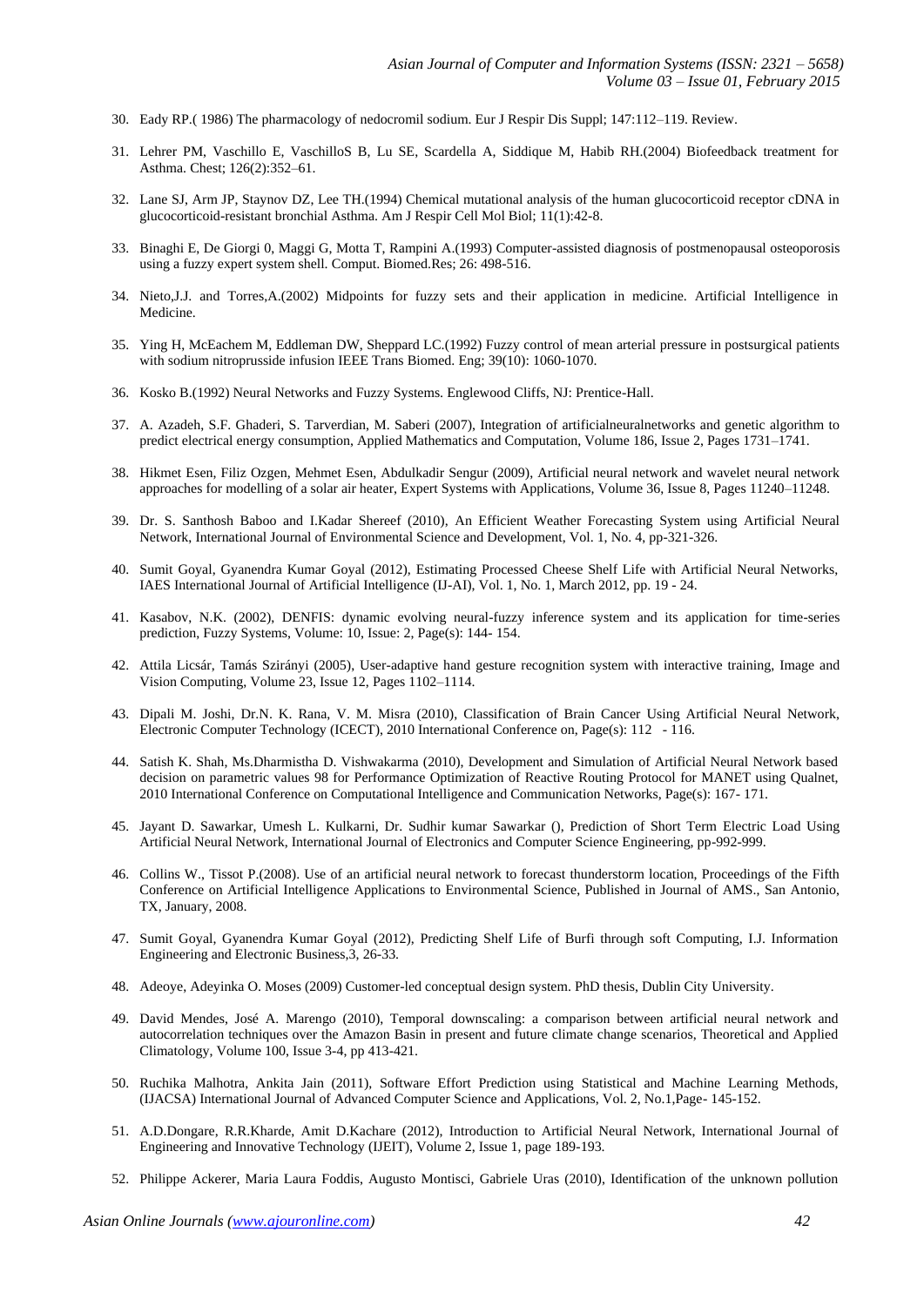30. Eady RP.( 1986) The pharmacology of nedocromil sodium. Eur J Respir Dis Suppl; 147:112–119. Review.

31. Lehrer PM, Vaschillo E, VaschilloS B, Lu SE, Scardella A, Siddique M, Habib RH.(2004) Biofeedback treatment for Asthma. Chest; 126(2):352–61.

32. Lane SJ, Arm JP, Staynov DZ, Lee TH.(1994) Chemical mutational analysis of the human glucocorticoid receptor cDNA in glucocorticoid-resistant bronchial Asthma. Am J Respir Cell Mol Biol; 11(1):42-8.

33. Binaghi E, De Giorgi 0, Maggi G, Motta T, Rampini A.(1993) Computer-assisted diagnosis of postmenopausal osteoporosis using a fuzzy expert system shell. Comput. Biomed.Res; 26: 498-516.

34. Nieto,J.J. and Torres,A.(2002) Midpoints for fuzzy sets and their application in medicine. Artificial Intelligence in Medicine.

35. Ying H, McEachem M, Eddleman DW, Sheppard LC.(1992) Fuzzy control of mean arterial pressure in postsurgical patients with sodium nitroprusside infusion IEEE Trans Biomed. Eng; 39(10): 1060-1070.

36. Kosko B.(1992) Neural Networks and Fuzzy Systems. Englewood Cliffs, NJ: Prentice-Hall.

37. A. Azadeh, S.F. Ghaderi, S. Tarverdian, M. Saberi (2007), Integration of artificialneuralnetworks and genetic algorithm to predict electrical energy consumption, Applied Mathematics and Computation, Volume 186, Issue 2, Pages 1731–1741.

38. Hikmet Esen, Filiz Ozgen, Mehmet Esen, Abdulkadir Sengur (2009), Artificial neural network and wavelet neural network approaches for modelling of a solar air heater, Expert Systems with Applications, Volume 36, Issue 8, Pages 11240–11248.

39. Dr. S. Santhosh Baboo and I.Kadar Shereef (2010), An Efficient Weather Forecasting System using Artificial Neural Network, International Journal of Environmental Science and Development, Vol. 1, No. 4, pp-321-326.

40. Sumit Goyal, Gyanendra Kumar Goyal (2012), Estimating Processed Cheese Shelf Life with Artificial Neural Networks, IAES International Journal of Artificial Intelligence (IJ-AI), Vol. 1, No. 1, March 2012, pp. 19 - 24.

41. Kasabov, N.K. (2002), DENFIS: dynamic evolving neural-fuzzy inference system and its application for time-series prediction, Fuzzy Systems, Volume: 10, Issue: 2, Page(s): 144- 154.

42. Attila Licsár, Tamás Szirányi (2005), User-adaptive hand gesture recognition system with interactive training, Image and Vision Computing, Volume 23, Issue 12, Pages 1102–1114.

43. Dipali M. Joshi, Dr.N. K. Rana, V. M. Misra (2010), Classification of Brain Cancer Using Artificial Neural Network, Electronic Computer Technology (ICECT), 2010 International Conference on, Page(s): 112 - 116.

44. Satish K. Shah, Ms.Dharmistha D. Vishwakarma (2010), Development and Simulation of Artificial Neural Network based decision on parametric values 98 for Performance Optimization of Reactive Routing Protocol for MANET using Qualnet, 2010 International Conference on Computational Intelligence and Communication Networks, Page(s): 167- 171.

45. Jayant D. Sawarkar, Umesh L. Kulkarni, Dr. Sudhir kumar Sawarkar (), Prediction of Short Term Electric Load Using Artificial Neural Network, International Journal of Electronics and Computer Science Engineering, pp-992-999.

46. Collins W., Tissot P.(2008). Use of an artificial neural network to forecast thunderstorm location, Proceedings of the Fifth Conference on Artificial Intelligence Applications to Environmental Science, Published in Journal of AMS., San Antonio, TX, January, 2008.

47. Sumit Goyal, Gyanendra Kumar Goyal (2012), Predicting Shelf Life of Burfi through soft Computing, I.J. Information Engineering and Electronic Business,3, 26-33.

48. Adeoye, Adeyinka O. Moses (2009) Customer-led conceptual design system. PhD thesis, Dublin City University.

49. David Mendes, José A. Marengo (2010), Temporal downscaling: a comparison between artificial neural network and autocorrelation techniques over the Amazon Basin in present and future climate change scenarios, Theoretical and Applied Climatology, Volume 100, Issue 3-4, pp 413-421.

50. Ruchika Malhotra, Ankita Jain (2011), Software Effort Prediction using Statistical and Machine Learning Methods, (IJACSA) International Journal of Advanced Computer Science and Applications, Vol. 2, No.1,Page- 145-152.

51. A.D.Dongare, R.R.Kharde, Amit D.Kachare (2012), Introduction to Artificial Neural Network, International Journal of Engineering and Innovative Technology (IJEIT), Volume 2, Issue 1, page 189-193.

52. Philippe Ackerer, Maria Laura Foddis, Augusto Montisci, Gabriele Uras (2010), Identification of the unknown pollution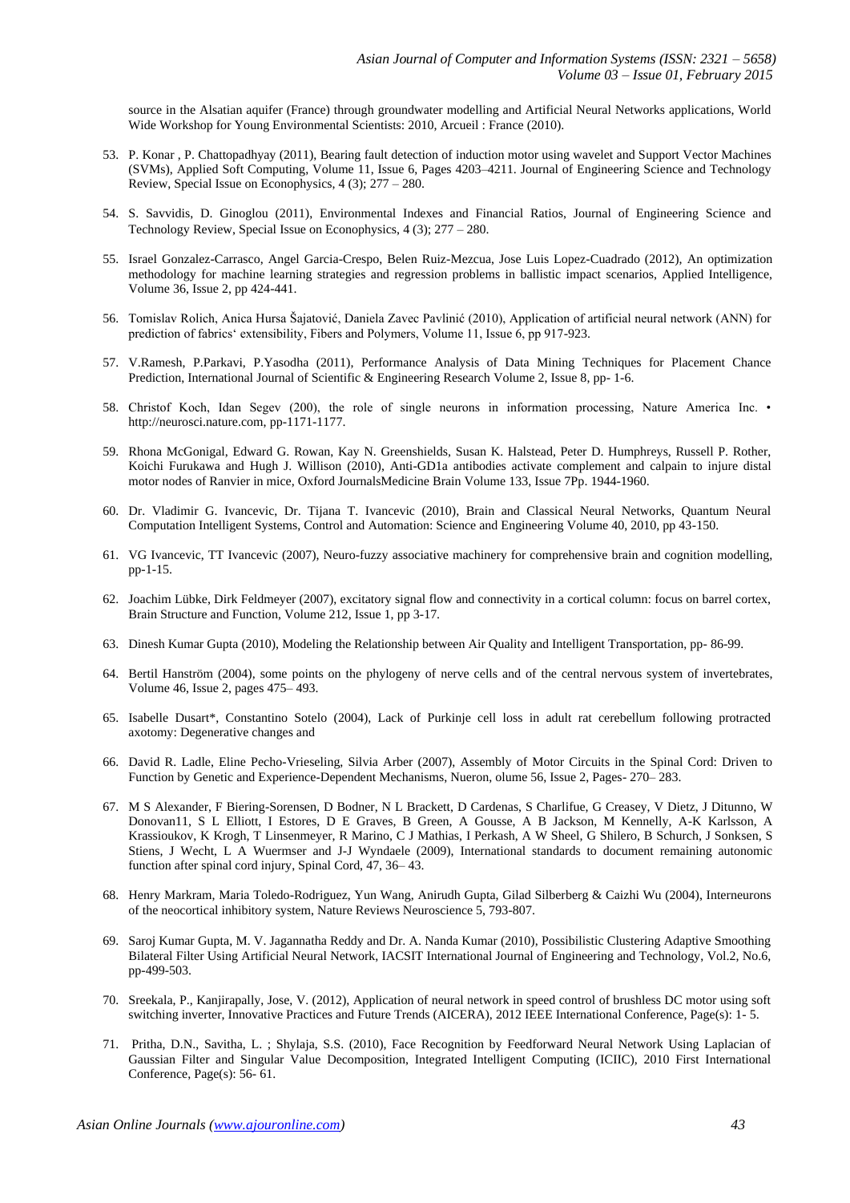source in the Alsatian aquifer (France) through groundwater modelling and Artificial Neural Networks applications, World Wide Workshop for Young Environmental Scientists: 2010, Arcueil : France (2010).

53. P. Konar , P. Chattopadhyay (2011), Bearing fault detection of induction motor using wavelet and Support Vector Machines (SVMs), Applied Soft Computing, Volume 11, Issue 6, Pages 4203–4211. Journal of Engineering Science and Technology Review, Special Issue on Econophysics, 4 (3); 277 – 280.

54. S. Savvidis, D. Ginoglou (2011), Environmental Indexes and Financial Ratios, Journal of Engineering Science and Technology Review, Special Issue on Econophysics, 4 (3); 277 – 280.

55. Israel Gonzalez-Carrasco, Angel Garcia-Crespo, Belen Ruiz-Mezcua, Jose Luis Lopez-Cuadrado (2012), An optimization methodology for machine learning strategies and regression problems in ballistic impact scenarios, Applied Intelligence, Volume 36, Issue 2, pp 424-441.

56. Tomislav Rolich, Anica Hursa Šajatović, Daniela Zavec Pavlinić (2010), Application of artificial neural network (ANN) for prediction of fabrics' extensibility, Fibers and Polymers, Volume 11, Issue 6, pp 917-923.

57. V.Ramesh, P.Parkavi, P.Yasodha (2011), Performance Analysis of Data Mining Techniques for Placement Chance Prediction, International Journal of Scientific & Engineering Research Volume 2, Issue 8, pp- 1-6.

58. Christof Koch, Idan Segev (200), the role of single neurons in information processing, Nature America Inc. • http://neurosci.nature.com, pp-1171-1177.

59. Rhona McGonigal, Edward G. Rowan, Kay N. Greenshields, Susan K. Halstead, Peter D. Humphreys, Russell P. Rother, Koichi Furukawa and Hugh J. Willison (2010), Anti-GD1a antibodies activate complement and calpain to injure distal motor nodes of Ranvier in mice, Oxford JournalsMedicine Brain Volume 133, Issue 7Pp. 1944-1960.

60. Dr. Vladimir G. Ivancevic, Dr. Tijana T. Ivancevic (2010), Brain and Classical Neural Networks, Quantum Neural Computation Intelligent Systems, Control and Automation: Science and Engineering Volume 40, 2010, pp 43-150.

61. VG Ivancevic, TT Ivancevic (2007), Neuro-fuzzy associative machinery for comprehensive brain and cognition modelling, pp-1-15.

62. Joachim Lübke, Dirk Feldmeyer (2007), excitatory signal flow and connectivity in a cortical column: focus on barrel cortex, Brain Structure and Function, Volume 212, Issue 1, pp 3-17.

63. Dinesh Kumar Gupta (2010), Modeling the Relationship between Air Quality and Intelligent Transportation, pp- 86-99.

64. Bertil Hanström (2004), some points on the phylogeny of nerve cells and of the central nervous system of invertebrates, Volume 46, Issue 2, pages 475– 493.

65. Isabelle Dusart*, Constantino Sotelo (2004), Lack of Purkinje cell loss in adult rat cerebellum following protracted axotomy: Degenerative changes and

66. David R. Ladle, Eline Pecho-Vrieseling, Silvia Arber (2007), Assembly of Motor Circuits in the Spinal Cord: Driven to Function by Genetic and Experience-Dependent Mechanisms, Nueron, olume 56, Issue 2, Pages- 270– 283.

67. M S Alexander, F Biering-Sorensen, D Bodner, N L Brackett, D Cardenas, S Charlifue, G Creasey, V Dietz, J Ditunno, W Donovan11, S L Elliott, I Estores, D E Graves, B Green, A Gousse, A B Jackson, M Kennelly, A-K Karlsson, A Krassioukov, K Krogh, T Linsenmeyer, R Marino, C J Mathias, I Perkash, A W Sheel, G Shilero, B Schurch, J Sonksen, S Stiens, J Wecht, L A Wuermser and J-J Wyndaele (2009), International standards to document remaining autonomic function after spinal cord injury, Spinal Cord, 47, 36– 43.

68. Henry Markram, Maria Toledo-Rodriguez, Yun Wang, Anirudh Gupta, Gilad Silberberg & Caizhi Wu (2004), Interneurons of the neocortical inhibitory system, Nature Reviews Neuroscience 5, 793-807.

69. Saroj Kumar Gupta, M. V. Jagannatha Reddy and Dr. A. Nanda Kumar (2010), Possibilistic Clustering Adaptive Smoothing Bilateral Filter Using Artificial Neural Network, IACSIT International Journal of Engineering and Technology, Vol.2, No.6, pp-499-503.

70. Sreekala, P., Kanjirapally, Jose, V. (2012), Application of neural network in speed control of brushless DC motor using soft switching inverter, Innovative Practices and Future Trends (AICERA), 2012 IEEE International Conference, Page(s): 1- 5.

71. Pritha, D.N., Savitha, L. ; Shylaja, S.S. (2010), Face Recognition by Feedforward Neural Network Using Laplacian of Gaussian Filter and Singular Value Decomposition, Integrated Intelligent Computing (ICIIC), 2010 First International Conference, Page(s): 56- 61.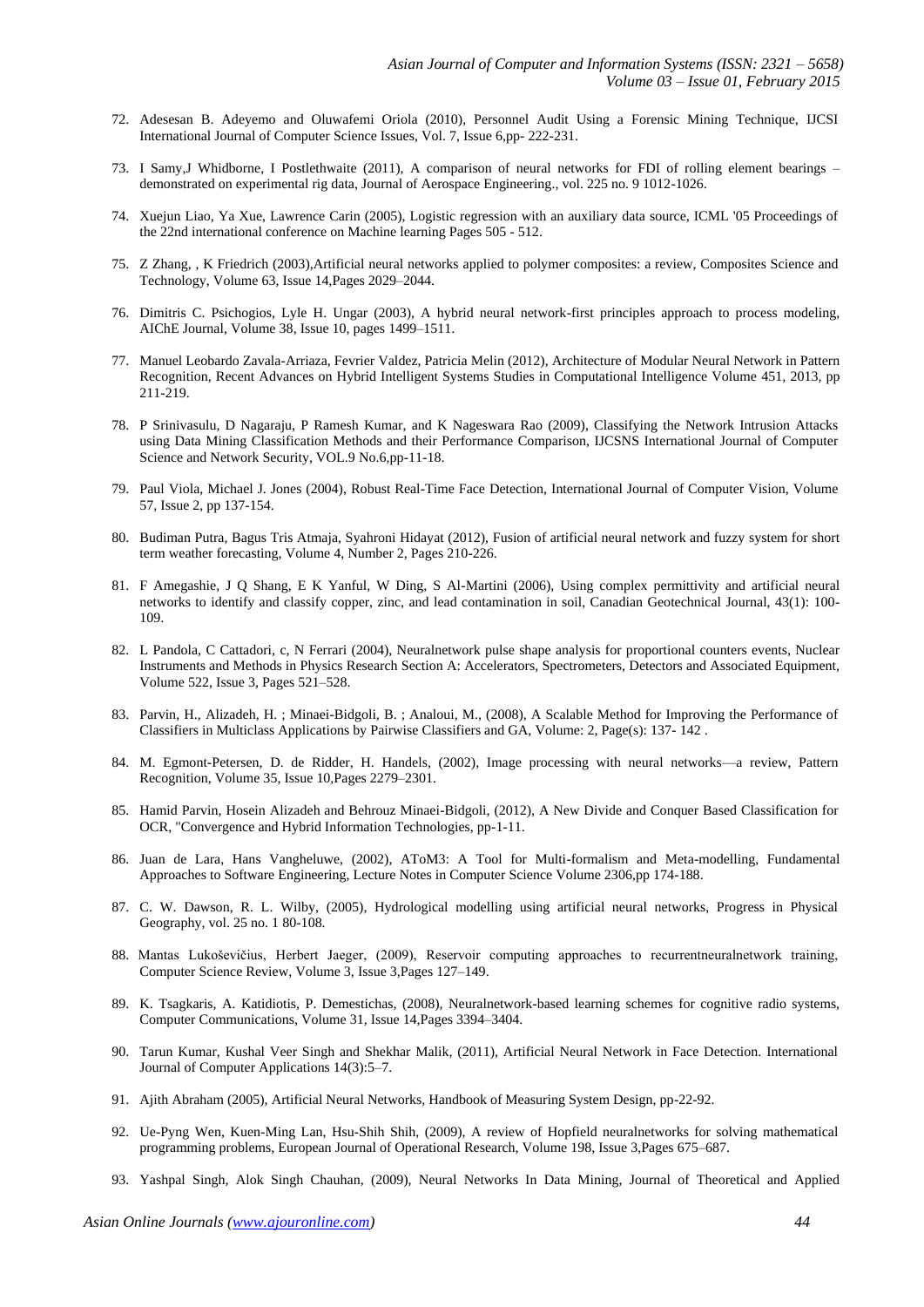72. Adesesan B. Adeyemo and Oluwafemi Oriola (2010), Personnel Audit Using a Forensic Mining Technique, IJCSI International Journal of Computer Science Issues, Vol. 7, Issue 6,pp- 222-231.

73. I Samy,J Whidborne, I Postlethwaite (2011), A comparison of neural networks for FDI of rolling element bearings – demonstrated on experimental rig data, Journal of Aerospace Engineering., vol. 225 no. 9 1012-1026.

74. Xuejun Liao, Ya Xue, Lawrence Carin (2005), Logistic regression with an auxiliary data source, ICML '05 Proceedings of the 22nd international conference on Machine learning Pages 505 - 512.

75. Z Zhang, , K Friedrich (2003),Artificial neural networks applied to polymer composites: a review, Composites Science and Technology, Volume 63, Issue 14,Pages 2029–2044.

76. Dimitris C. Psichogios, Lyle H. Ungar (2003), A hybrid neural network-first principles approach to process modeling, AIChE Journal, Volume 38, Issue 10, pages 1499–1511.

77. Manuel Leobardo Zavala-Arriaza, Fevrier Valdez, Patricia Melin (2012), Architecture of Modular Neural Network in Pattern Recognition, Recent Advances on Hybrid Intelligent Systems Studies in Computational Intelligence Volume 451, 2013, pp 211-219.

78. P Srinivasulu, D Nagaraju, P Ramesh Kumar, and K Nageswara Rao (2009), Classifying the Network Intrusion Attacks using Data Mining Classification Methods and their Performance Comparison, IJCSNS International Journal of Computer Science and Network Security, VOL.9 No.6,pp-11-18.

79. Paul Viola, Michael J. Jones (2004), Robust Real-Time Face Detection, International Journal of Computer Vision, Volume 57, Issue 2, pp 137-154.

80. Budiman Putra, Bagus Tris Atmaja, Syahroni Hidayat (2012), Fusion of artificial neural network and fuzzy system for short term weather forecasting, Volume 4, Number 2, Pages 210-226.

81. F Amegashie, J Q Shang, E K Yanful, W Ding, S Al-Martini (2006), Using complex permittivity and artificial neural networks to identify and classify copper, zinc, and lead contamination in soil, Canadian Geotechnical Journal, 43(1): 100-109.

82. L Pandola, C Cattadori, c, N Ferrari (2004), Neuralnetwork pulse shape analysis for proportional counters events, Nuclear Instruments and Methods in Physics Research Section A: Accelerators, Spectrometers, Detectors and Associated Equipment, Volume 522, Issue 3, Pages 521–528.

83. Parvin, H., Alizadeh, H. ; Minaei-Bidgoli, B. ; Analoui, M., (2008), A Scalable Method for Improving the Performance of Classifiers in Multiclass Applications by Pairwise Classifiers and GA, Volume: 2, Page(s): 137- 142 .

84. M. Egmont-Petersen, D. de Ridder, H. Handels, (2002), Image processing with neural networks—a review, Pattern Recognition, Volume 35, Issue 10,Pages 2279–2301.

85. Hamid Parvin, Hosein Alizadeh and Behrouz Minaei-Bidgoli, (2012), A New Divide and Conquer Based Classification for OCR, "Convergence and Hybrid Information Technologies, pp-1-11.

86. Juan de Lara, Hans Vangheluwe, (2002), AToM3: A Tool for Multi-formalism and Meta-modelling, Fundamental Approaches to Software Engineering, Lecture Notes in Computer Science Volume 2306,pp 174-188.

87. C. W. Dawson, R. L. Wilby, (2005), Hydrological modelling using artificial neural networks, Progress in Physical Geography, vol. 25 no. 1 80-108.

88. Mantas Lukoševičius, Herbert Jaeger, (2009), Reservoir computing approaches to recurrentneuralnetwork training, Computer Science Review, Volume 3, Issue 3,Pages 127–149.

89. K. Tsagkaris, A. Katidiotis, P. Demestichas, (2008), Neuralnetwork-based learning schemes for cognitive radio systems, Computer Communications, Volume 31, Issue 14,Pages 3394–3404.

90. Tarun Kumar, Kushal Veer Singh and Shekhar Malik, (2011), Artificial Neural Network in Face Detection. International Journal of Computer Applications 14(3):5–7.

91. Ajith Abraham (2005), Artificial Neural Networks, Handbook of Measuring System Design, pp-22-92.

92. Ue-Pyng Wen, Kuen-Ming Lan, Hsu-Shih Shih, (2009), A review of Hopfield neuralnetworks for solving mathematical programming problems, European Journal of Operational Research, Volume 198, Issue 3,Pages 675–687.

93. Yashpal Singh, Alok Singh Chauhan, (2009), Neural Networks In Data Mining, Journal of Theoretical and Applied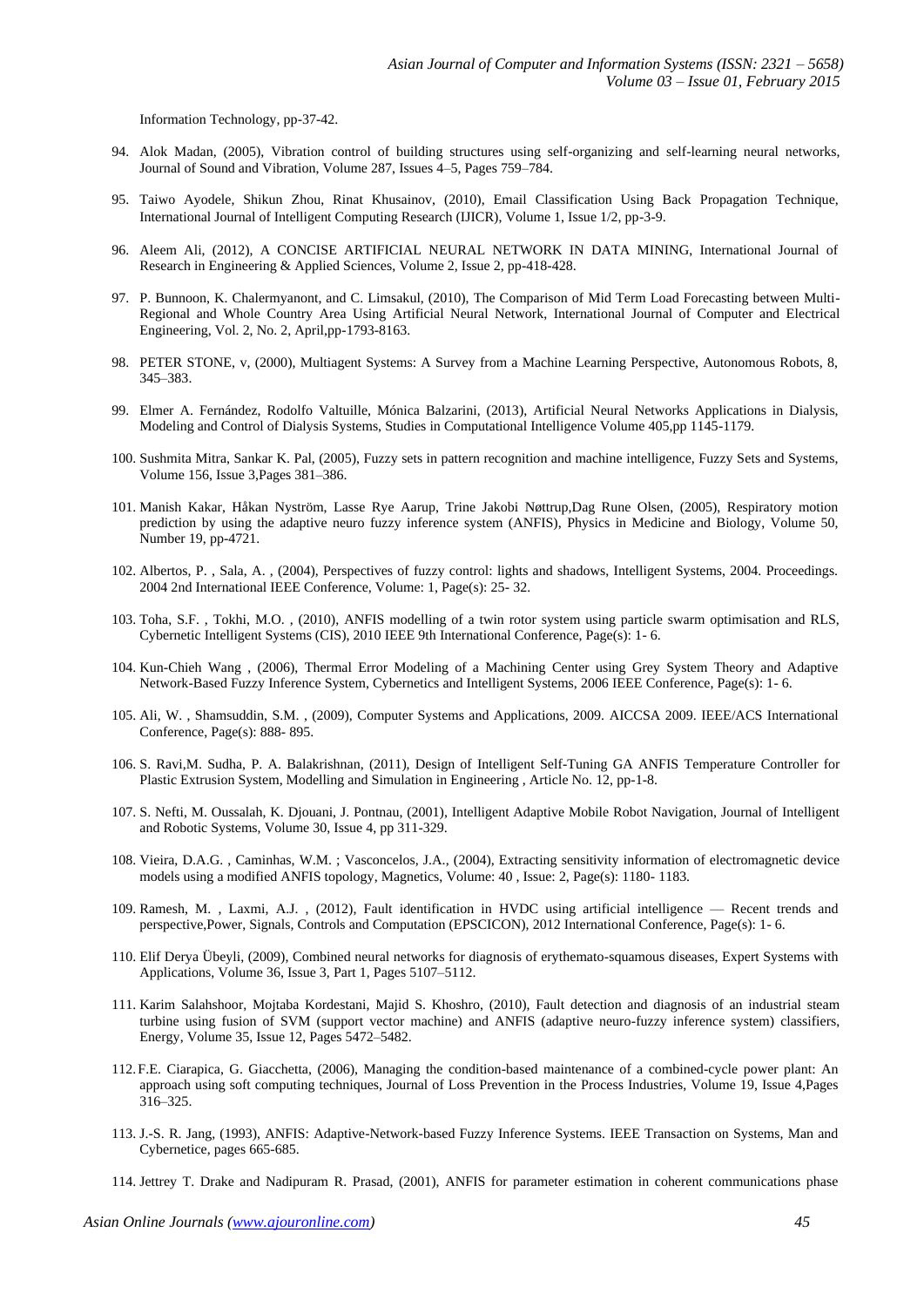Information Technology, pp-37-42.

94. Alok Madan, (2005), Vibration control of building structures using self-organizing and self-learning neural networks, Journal of Sound and Vibration, Volume 287, Issues 4–5, Pages 759–784.

95. Taiwo Ayodele, Shikun Zhou, Rinat Khusainov, (2010), Email Classification Using Back Propagation Technique, International Journal of Intelligent Computing Research (IJICR), Volume 1, Issue 1/2, pp-3-9.

96. Aleem Ali, (2012), A CONCISE ARTIFICIAL NEURAL NETWORK IN DATA MINING, International Journal of Research in Engineering & Applied Sciences, Volume 2, Issue 2, pp-418-428.

97. P. Bunnoon, K. Chalermyanont, and C. Limsakul, (2010), The Comparison of Mid Term Load Forecasting between Multi-Regional and Whole Country Area Using Artificial Neural Network, International Journal of Computer and Electrical Engineering, Vol. 2, No. 2, April,pp-1793-8163.

98. PETER STONE, v, (2000), Multiagent Systems: A Survey from a Machine Learning Perspective, Autonomous Robots, 8, 345–383.

99. Elmer A. Fernández, Rodolfo Valtuille, Mónica Balzarini, (2013), Artificial Neural Networks Applications in Dialysis, Modeling and Control of Dialysis Systems, Studies in Computational Intelligence Volume 405,pp 1145-1179.

100. Sushmita Mitra, Sankar K. Pal, (2005), Fuzzy sets in pattern recognition and machine intelligence, Fuzzy Sets and Systems, Volume 156, Issue 3,Pages 381–386.

101. Manish Kakar, Håkan Nyström, Lasse Rye Aarup, Trine Jakobi Nøttrup,Dag Rune Olsen, (2005), Respiratory motion prediction by using the adaptive neuro fuzzy inference system (ANFIS), Physics in Medicine and Biology, Volume 50, Number 19, pp-4721.

102. Albertos, P. , Sala, A. , (2004), Perspectives of fuzzy control: lights and shadows, Intelligent Systems, 2004. Proceedings. 2004 2nd International IEEE Conference, Volume: 1, Page(s): 25- 32.

103. Toha, S.F. , Tokhi, M.O. , (2010), ANFIS modelling of a twin rotor system using particle swarm optimisation and RLS, Cybernetic Intelligent Systems (CIS), 2010 IEEE 9th International Conference, Page(s): 1- 6.

104. Kun-Chieh Wang , (2006), Thermal Error Modeling of a Machining Center using Grey System Theory and Adaptive Network-Based Fuzzy Inference System, Cybernetics and Intelligent Systems, 2006 IEEE Conference, Page(s): 1- 6.

105. Ali, W. , Shamsuddin, S.M. , (2009), Computer Systems and Applications, 2009. AICCSA 2009. IEEE/ACS International Conference, Page(s): 888- 895.

106. S. Ravi,M. Sudha, P. A. Balakrishnan, (2011), Design of Intelligent Self-Tuning GA ANFIS Temperature Controller for Plastic Extrusion System, Modelling and Simulation in Engineering , Article No. 12, pp-1-8.

107. S. Nefti, M. Oussalah, K. Djouani, J. Pontnau, (2001), Intelligent Adaptive Mobile Robot Navigation, Journal of Intelligent and Robotic Systems, Volume 30, Issue 4, pp 311-329.

108. Vieira, D.A.G. , Caminhas, W.M. ; Vasconcelos, J.A., (2004), Extracting sensitivity information of electromagnetic device models using a modified ANFIS topology, Magnetics, Volume: 40 , Issue: 2, Page(s): 1180- 1183.

109. Ramesh, M. , Laxmi, A.J. , (2012), Fault identification in HVDC using artificial intelligence — Recent trends and perspective,Power, Signals, Controls and Computation (EPSCICON), 2012 International Conference, Page(s): 1- 6.

110. Elif Derya Übeyli, (2009), Combined neural networks for diagnosis of erythemato-squamous diseases, Expert Systems with Applications, Volume 36, Issue 3, Part 1, Pages 5107–5112.

111. Karim Salahshoor, Mojtaba Kordestani, Majid S. Khoshro, (2010), Fault detection and diagnosis of an industrial steam turbine using fusion of SVM (support vector machine) and ANFIS (adaptive neuro-fuzzy inference system) classifiers, Energy, Volume 35, Issue 12, Pages 5472–5482.

112. F.E. Ciarapica, G. Giacchetta, (2006), Managing the condition-based maintenance of a combined-cycle power plant: An approach using soft computing techniques, Journal of Loss Prevention in the Process Industries, Volume 19, Issue 4,Pages 316–325.

113. J.-S. R. Jang, (1993), ANFIS: Adaptive-Network-based Fuzzy Inference Systems. IEEE Transaction on Systems, Man and Cybernetice, pages 665-685.

114. Jettrey T. Drake and Nadipuram R. Prasad, (2001), ANFIS for parameter estimation in coherent communications phase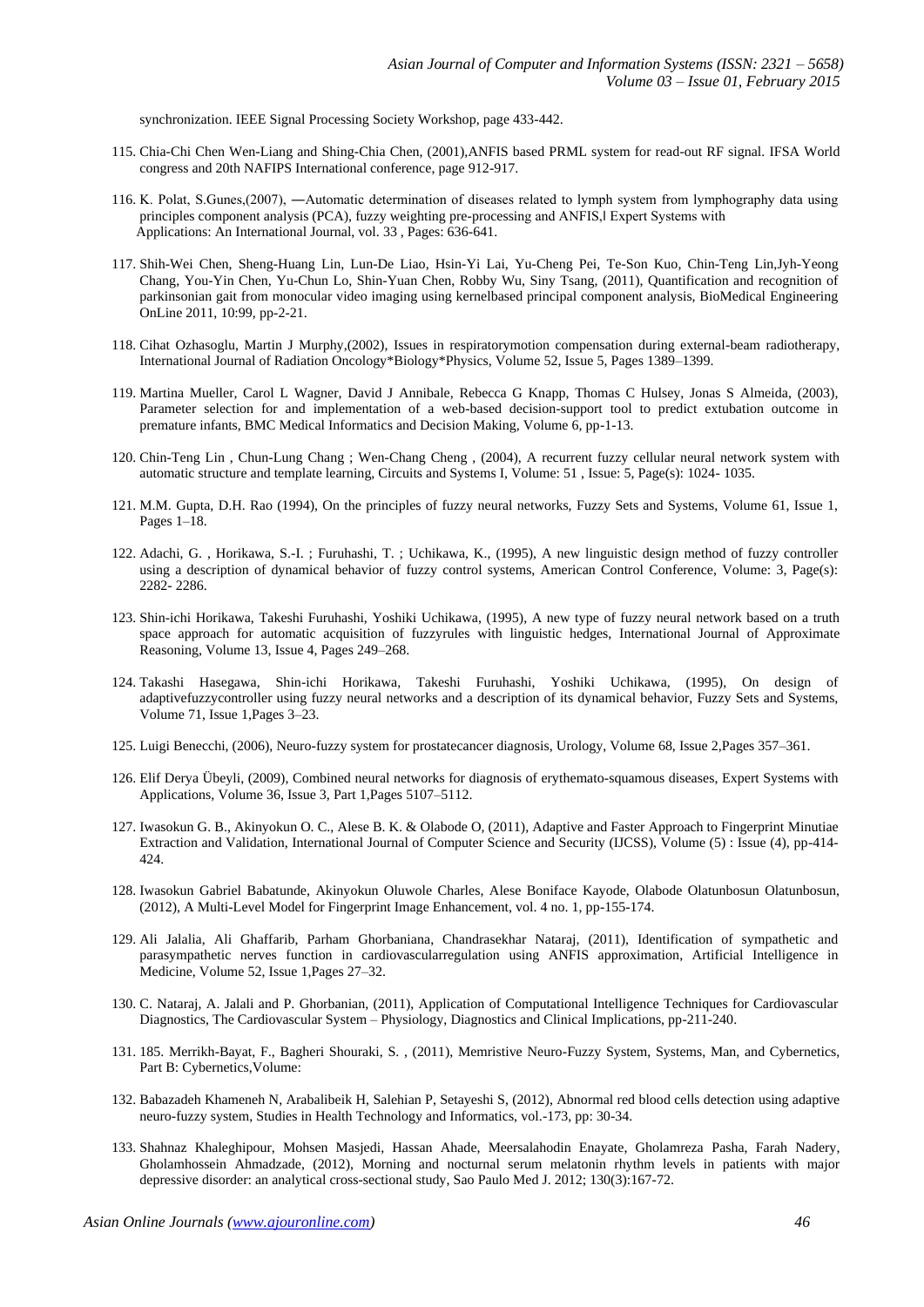synchronization. IEEE Signal Processing Society Workshop, page 433-442.

115. Chia-Chi Chen Wen-Liang and Shing-Chia Chen, (2001),ANFIS based PRML system for read-out RF signal. IFSA World congress and 20th NAFIPS International conference, page 912-917.

116. K. Polat, S.Gunes,(2007), ―Automatic determination of diseases related to lymph system from lymphography data using principles component analysis (PCA), fuzzy weighting pre-processing and ANFIS,‖ Expert Systems with Applications: An International Journal, vol. 33 , Pages: 636-641.

117. Shih-Wei Chen, Sheng-Huang Lin, Lun-De Liao, Hsin-Yi Lai, Yu-Cheng Pei, Te-Son Kuo, Chin-Teng Lin,Jyh-Yeong Chang, You-Yin Chen, Yu-Chun Lo, Shin-Yuan Chen, Robby Wu, Siny Tsang, (2011), Quantification and recognition of parkinsonian gait from monocular video imaging using kernelbased principal component analysis, BioMedical Engineering OnLine 2011, 10:99, pp-2-21.

118. Cihat Ozhasoglu, Martin J Murphy,(2002), Issues in respiratorymotion compensation during external-beam radiotherapy, International Journal of Radiation Oncology*Biology*Physics, Volume 52, Issue 5, Pages 1389–1399.

119. Martina Mueller, Carol L Wagner, David J Annibale, Rebecca G Knapp, Thomas C Hulsey, Jonas S Almeida, (2003), Parameter selection for and implementation of a web-based decision-support tool to predict extubation outcome in premature infants, BMC Medical Informatics and Decision Making, Volume 6, pp-1-13.

120. Chin-Teng Lin , Chun-Lung Chang ; Wen-Chang Cheng , (2004), A recurrent fuzzy cellular neural network system with automatic structure and template learning, Circuits and Systems I, Volume: 51 , Issue: 5, Page(s): 1024- 1035.

121. M.M. Gupta, D.H. Rao (1994), On the principles of fuzzy neural networks, Fuzzy Sets and Systems, Volume 61, Issue 1, Pages 1–18.

122. Adachi, G. , Horikawa, S.-I. ; Furuhashi, T. ; Uchikawa, K., (1995), A new linguistic design method of fuzzy controller using a description of dynamical behavior of fuzzy control systems, American Control Conference, Volume: 3, Page(s): 2282- 2286.

123. Shin-ichi Horikawa, Takeshi Furuhashi, Yoshiki Uchikawa, (1995), A new type of fuzzy neural network based on a truth space approach for automatic acquisition of fuzzyrules with linguistic hedges, International Journal of Approximate Reasoning, Volume 13, Issue 4, Pages 249–268.

124. Takashi Hasegawa, Shin-ichi Horikawa, Takeshi Furuhashi, Yoshiki Uchikawa, (1995), On design of adaptivefuzzycontroller using fuzzy neural networks and a description of its dynamical behavior, Fuzzy Sets and Systems, Volume 71, Issue 1,Pages 3–23.

125. Luigi Benecchi, (2006), Neuro-fuzzy system for prostatecancer diagnosis, Urology, Volume 68, Issue 2,Pages 357–361.

126. Elif Derya Übeyli, (2009), Combined neural networks for diagnosis of erythemato-squamous diseases, Expert Systems with Applications, Volume 36, Issue 3, Part 1,Pages 5107–5112.

127. Iwasokun G. B., Akinyokun O. C., Alese B. K. & Olabode O, (2011), Adaptive and Faster Approach to Fingerprint Minutiae Extraction and Validation, International Journal of Computer Science and Security (IJCSS), Volume (5) : Issue (4), pp-414-424.

128. Iwasokun Gabriel Babatunde, Akinyokun Oluwole Charles, Alese Boniface Kayode, Olabode Olatunbosun Olatunbosun, (2012), A Multi-Level Model for Fingerprint Image Enhancement, vol. 4 no. 1, pp-155-174.

129. Ali Jalalia, Ali Ghaffarib, Parham Ghorbaniana, Chandrasekhar Nataraj, (2011), Identification of sympathetic and parasympathetic nerves function in cardiovascularregulation using ANFIS approximation, Artificial Intelligence in Medicine, Volume 52, Issue 1,Pages 27–32.

130. C. Nataraj, A. Jalali and P. Ghorbanian, (2011), Application of Computational Intelligence Techniques for Cardiovascular Diagnostics, The Cardiovascular System – Physiology, Diagnostics and Clinical Implications, pp-211-240.

131. 185. Merrikh-Bayat, F., Bagheri Shouraki, S. , (2011), Memristive Neuro-Fuzzy System, Systems, Man, and Cybernetics, Part B: Cybernetics,Volume:

132. Babazadeh Khameneh N, Arabalibeik H, Salehian P, Setayeshi S, (2012), Abnormal red blood cells detection using adaptive neuro-fuzzy system, Studies in Health Technology and Informatics, vol.-173, pp: 30-34.

133. Shahnaz Khaleghipour, Mohsen Masjedi, Hassan Ahade, Meersalahodin Enayate, Gholamreza Pasha, Farah Nadery, Gholamhossein Ahmadzade, (2012), Morning and nocturnal serum melatonin rhythm levels in patients with major depressive disorder: an analytical cross-sectional study, Sao Paulo Med J. 2012; 130(3):167-72.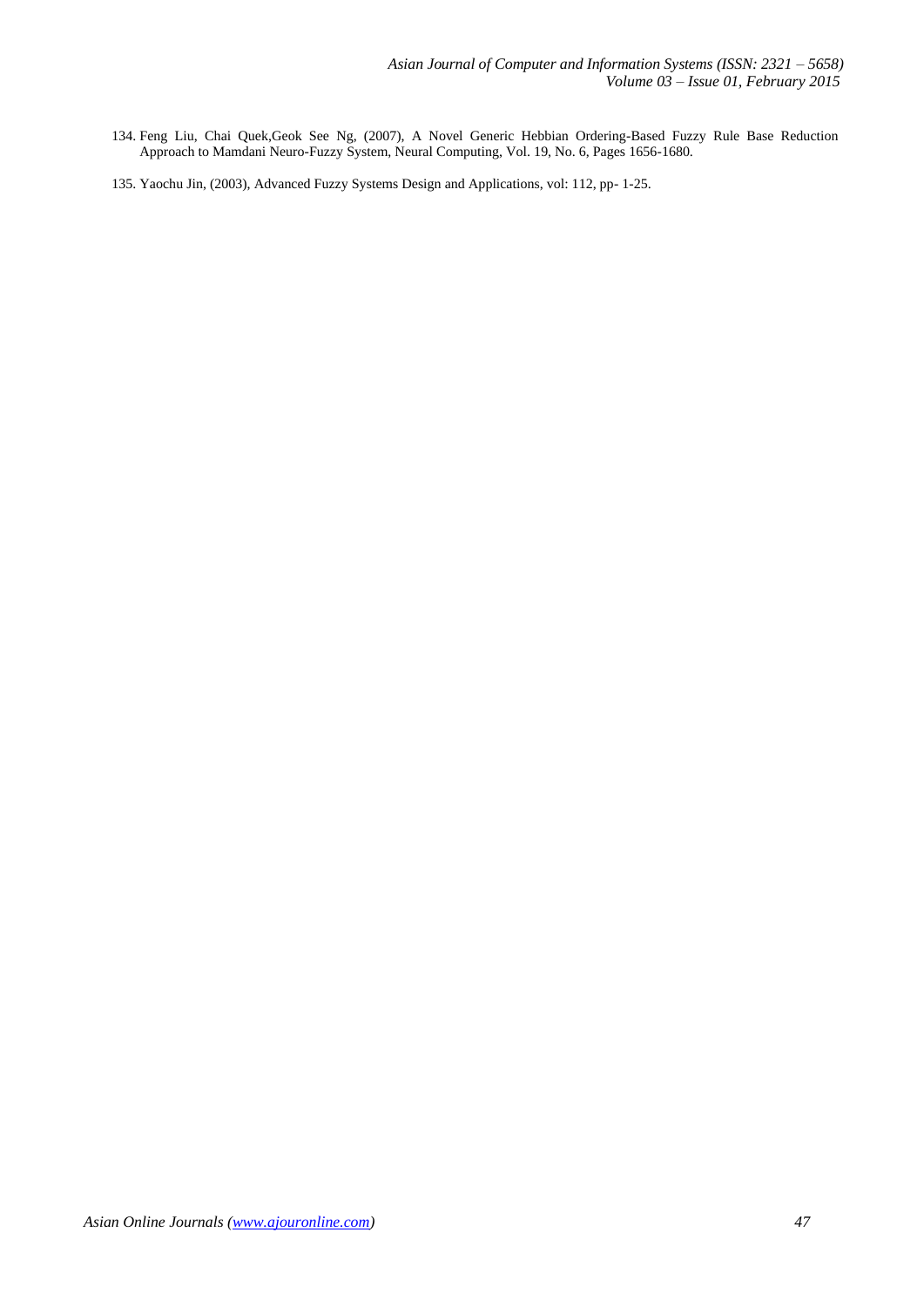134. Feng Liu, Chai Quek,Geok See Ng, (2007), A Novel Generic Hebbian Ordering-Based Fuzzy Rule Base Reduction Approach to Mamdani Neuro-Fuzzy System, Neural Computing, Vol. 19, No. 6, Pages 1656-1680.

135. Yaochu Jin, (2003), Advanced Fuzzy Systems Design and Applications, vol: 112, pp- 1-25.